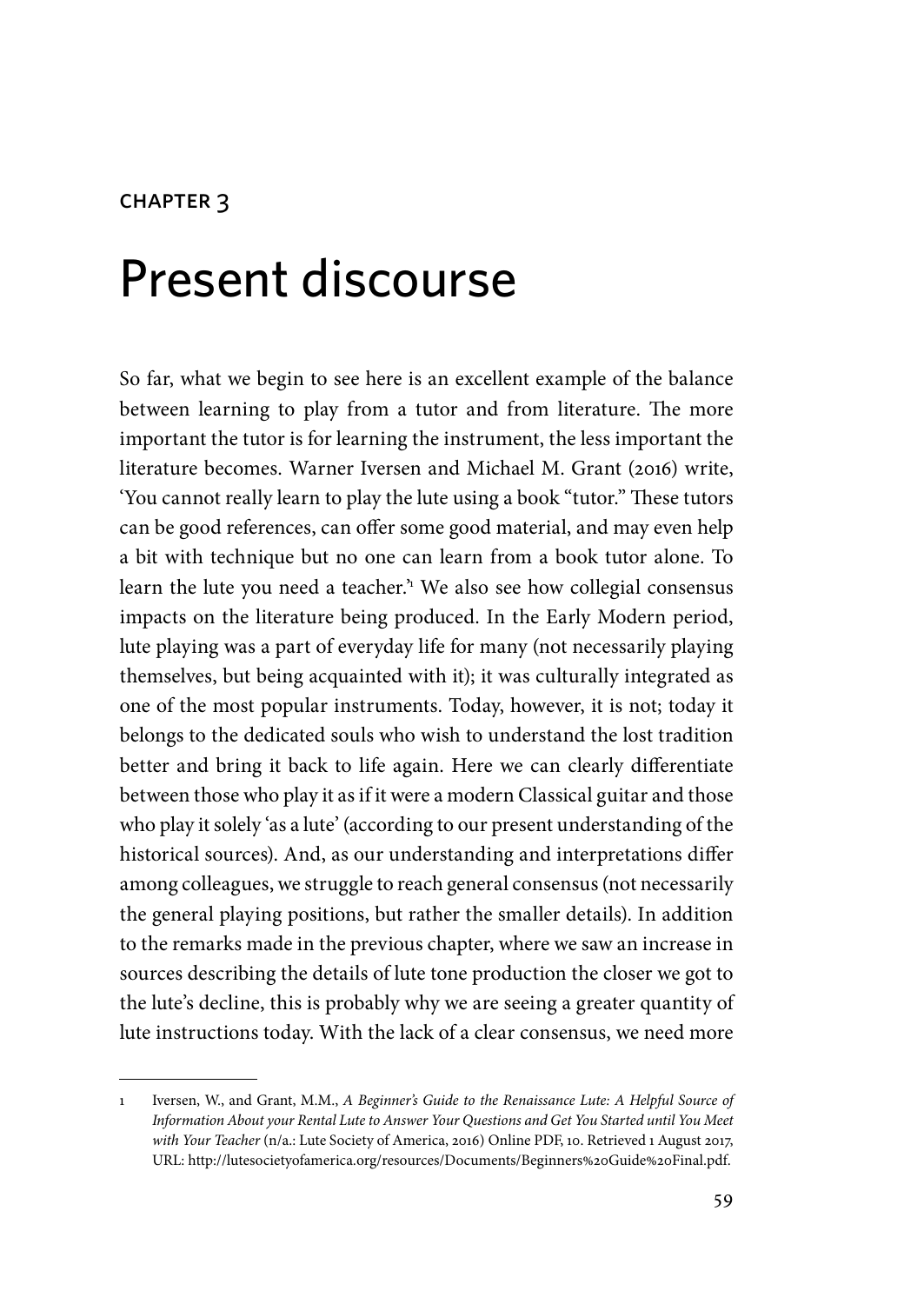CHAPTER 3

# Present discourse

So far, what we begin to see here is an excellent example of the balance between learning to play from a tutor and from literature. The more important the tutor is for learning the instrument, the less important the literature becomes. Warner Iversen and Michael M. Grant (2016) write, 'You cannot really learn to play the lute using a book "tutor." These tutors can be good references, can offer some good material, and may even help a bit with technique but no one can learn from a book tutor alone. To learn the lute you need a teacher.'[1] We also see how collegial consensus impacts on the literature being produced. In the Early Modern period, lute playing was a part of everyday life for many (not necessarily playing themselves, but being acquainted with it); it was culturally integrated as one of the most popular instruments. Today, however, it is not; today it belongs to the dedicated souls who wish to understand the lost tradition better and bring it back to life again. Here we can clearly differentiate between those who play it as if it were a modern Classical guitar and those who play it solely 'as a lute' (according to our present understanding of the historical sources). And, as our understanding and interpretations differ among colleagues, we struggle to reach general consensus (not necessarily the general playing positions, but rather the smaller details). In addition to the remarks made in the previous chapter, where we saw an increase in sources describing the details of lute tone production the closer we got to the lute's decline, this is probably why we are seeing a greater quantity of lute instructions today. With the lack of a clear consensus, we need more

---

1 Iversen, W., and Grant, M.M., *A Beginner's Guide to the Renaissance Lute: A Helpful Source of Information About your Rental Lute to Answer Your Questions and Get You Started until You Meet with Your Teacher* (n/a.: Lute Society of America, 2016) Online PDF, 10. Retrieved 1 August 2017, URL: http://lutesocietyofamerica.org/resources/Documents/Beginners%20Guide%20Final.pdf.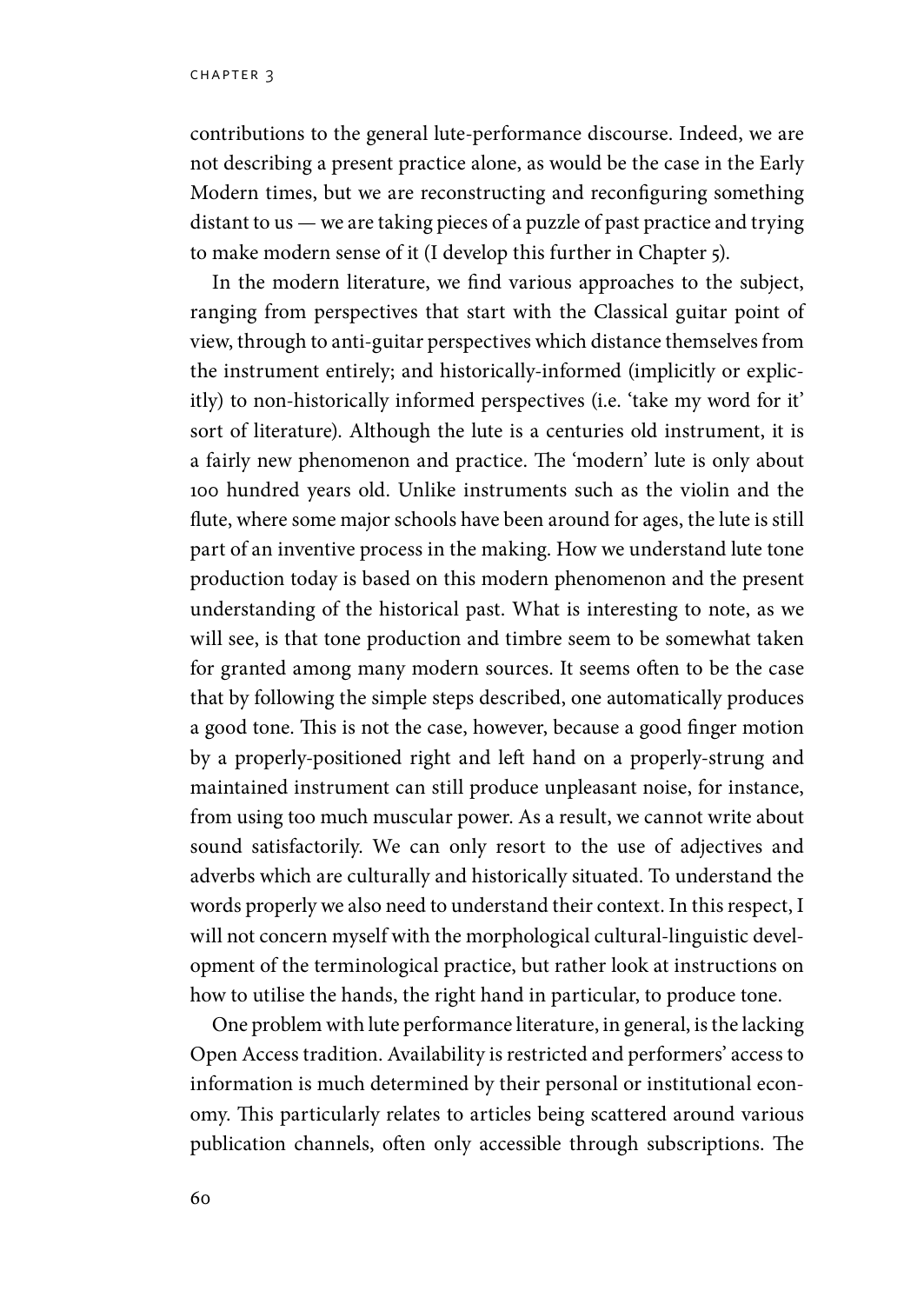contributions to the general lute-performance discourse. Indeed, we are not describing a present practice alone, as would be the case in the Early Modern times, but we are reconstructing and reconfiguring something distant to us — we are taking pieces of a puzzle of past practice and trying to make modern sense of it (I develop this further in Chapter 5).

In the modern literature, we find various approaches to the subject, ranging from perspectives that start with the Classical guitar point of view, through to anti-guitar perspectives which distance themselves from the instrument entirely; and historically-informed (implicitly or explicitly) to non-historically informed perspectives (i.e. 'take my word for it' sort of literature). Although the lute is a centuries old instrument, it is a fairly new phenomenon and practice. The 'modern' lute is only about 100 hundred years old. Unlike instruments such as the violin and the flute, where some major schools have been around for ages, the lute is still part of an inventive process in the making. How we understand lute tone production today is based on this modern phenomenon and the present understanding of the historical past. What is interesting to note, as we will see, is that tone production and timbre seem to be somewhat taken for granted among many modern sources. It seems often to be the case that by following the simple steps described, one automatically produces a good tone. This is not the case, however, because a good finger motion by a properly-positioned right and left hand on a properly-strung and maintained instrument can still produce unpleasant noise, for instance, from using too much muscular power. As a result, we cannot write about sound satisfactorily. We can only resort to the use of adjectives and adverbs which are culturally and historically situated. To understand the words properly we also need to understand their context. In this respect, I will not concern myself with the morphological cultural-linguistic development of the terminological practice, but rather look at instructions on how to utilise the hands, the right hand in particular, to produce tone.

One problem with lute performance literature, in general, is the lacking Open Access tradition. Availability is restricted and performers' access to information is much determined by their personal or institutional economy. This particularly relates to articles being scattered around various publication channels, often only accessible through subscriptions. The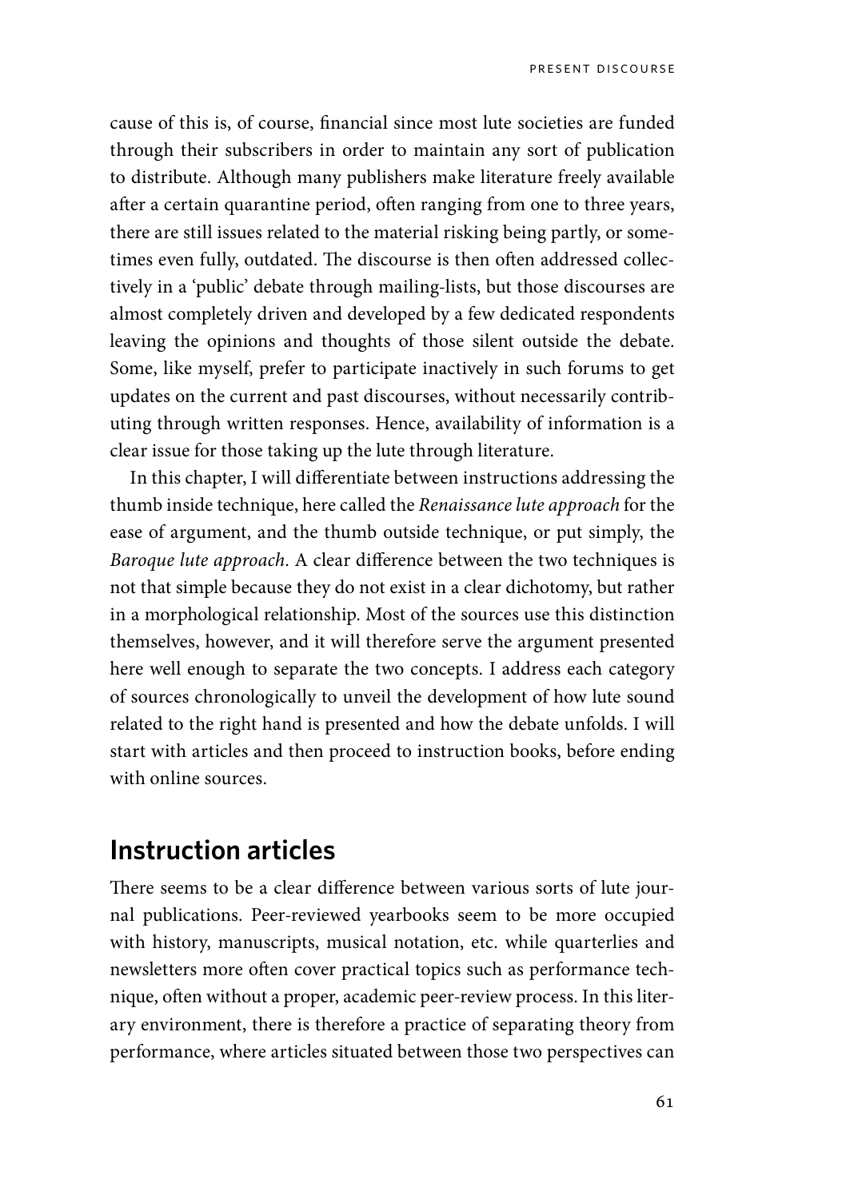cause of this is, of course, financial since most lute societies are funded through their subscribers in order to maintain any sort of publication to distribute. Although many publishers make literature freely available after a certain quarantine period, often ranging from one to three years, there are still issues related to the material risking being partly, or sometimes even fully, outdated. The discourse is then often addressed collectively in a 'public' debate through mailing-lists, but those discourses are almost completely driven and developed by a few dedicated respondents leaving the opinions and thoughts of those silent outside the debate. Some, like myself, prefer to participate inactively in such forums to get updates on the current and past discourses, without necessarily contributing through written responses. Hence, availability of information is a clear issue for those taking up the lute through literature.

In this chapter, I will differentiate between instructions addressing the thumb inside technique, here called the *Renaissance lute approach* for the ease of argument, and the thumb outside technique, or put simply, the *Baroque lute approach*. A clear difference between the two techniques is not that simple because they do not exist in a clear dichotomy, but rather in a morphological relationship. Most of the sources use this distinction themselves, however, and it will therefore serve the argument presented here well enough to separate the two concepts. I address each category of sources chronologically to unveil the development of how lute sound related to the right hand is presented and how the debate unfolds. I will start with articles and then proceed to instruction books, before ending with online sources.

## Instruction articles

There seems to be a clear difference between various sorts of lute journal publications. Peer-reviewed yearbooks seem to be more occupied with history, manuscripts, musical notation, etc. while quarterlies and newsletters more often cover practical topics such as performance technique, often without a proper, academic peer-review process. In this literary environment, there is therefore a practice of separating theory from performance, where articles situated between those two perspectives can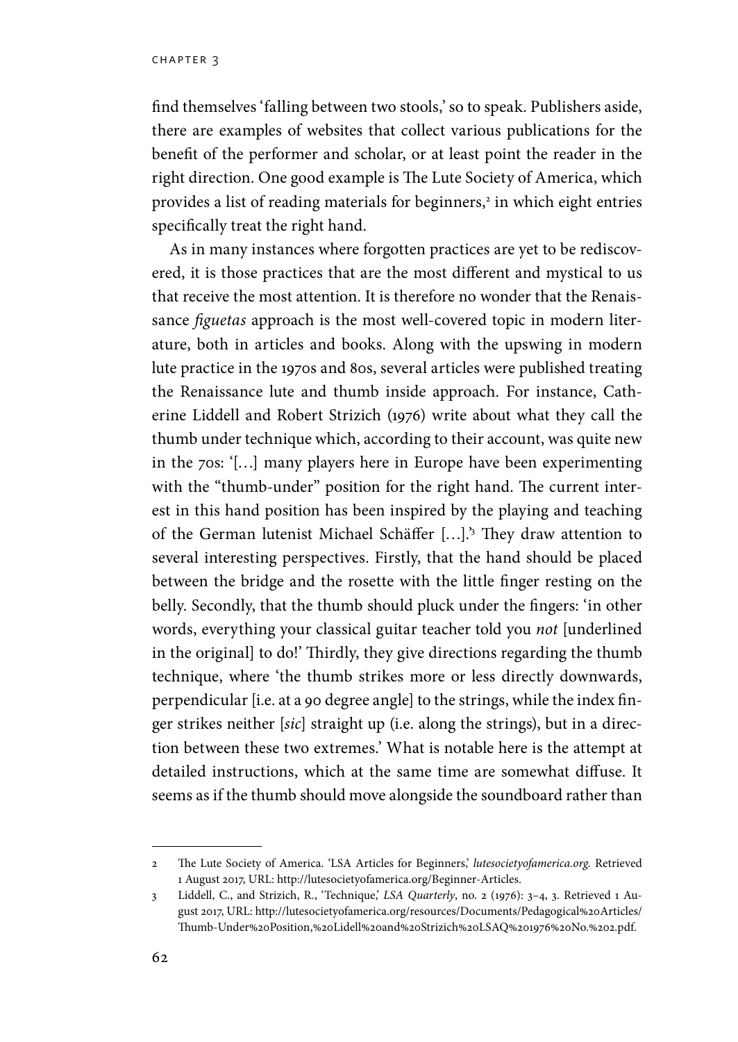find themselves 'falling between two stools,' so to speak. Publishers aside, there are examples of websites that collect various publications for the benefit of the performer and scholar, or at least point the reader in the right direction. One good example is The Lute Society of America, which provides a list of reading materials for beginners,[2] in which eight entries specifically treat the right hand.

As in many instances where forgotten practices are yet to be rediscovered, it is those practices that are the most different and mystical to us that receive the most attention. It is therefore no wonder that the Renaissance *figuetas* approach is the most well-covered topic in modern literature, both in articles and books. Along with the upswing in modern lute practice in the 1970s and 80s, several articles were published treating the Renaissance lute and thumb inside approach. For instance, Catherine Liddell and Robert Strizich (1976) write about what they call the thumb under technique which, according to their account, was quite new in the 70s: '[…] many players here in Europe have been experimenting with the "thumb-under" position for the right hand. The current interest in this hand position has been inspired by the playing and teaching of the German lutenist Michael Schäffer […].'[3] They draw attention to several interesting perspectives. Firstly, that the hand should be placed between the bridge and the rosette with the little finger resting on the belly. Secondly, that the thumb should pluck under the fingers: 'in other words, everything your classical guitar teacher told you *not* [underlined in the original] to do!' Thirdly, they give directions regarding the thumb technique, where 'the thumb strikes more or less directly downwards, perpendicular [i.e. at a 90 degree angle] to the strings, while the index finger strikes neither [*sic*] straight up (i.e. along the strings), but in a direction between these two extremes.' What is notable here is the attempt at detailed instructions, which at the same time are somewhat diffuse. It seems as if the thumb should move alongside the soundboard rather than

---

2 The Lute Society of America. 'LSA Articles for Beginners,' *lutesocietyofamerica.org.* Retrieved 1 August 2017, URL: http://lutesocietyofamerica.org/Beginner-Articles.

3 Liddell, C., and Strizich, R., 'Technique,' *LSA Quarterly*, no. 2 (1976): 3–4, 3. Retrieved 1 August 2017, URL: http://lutesocietyofamerica.org/resources/Documents/Pedagogical%20Articles/Thumb-Under%20Position,%20Lidell%20and%20Strizich%20LSAQ%201976%20No.%202.pdf.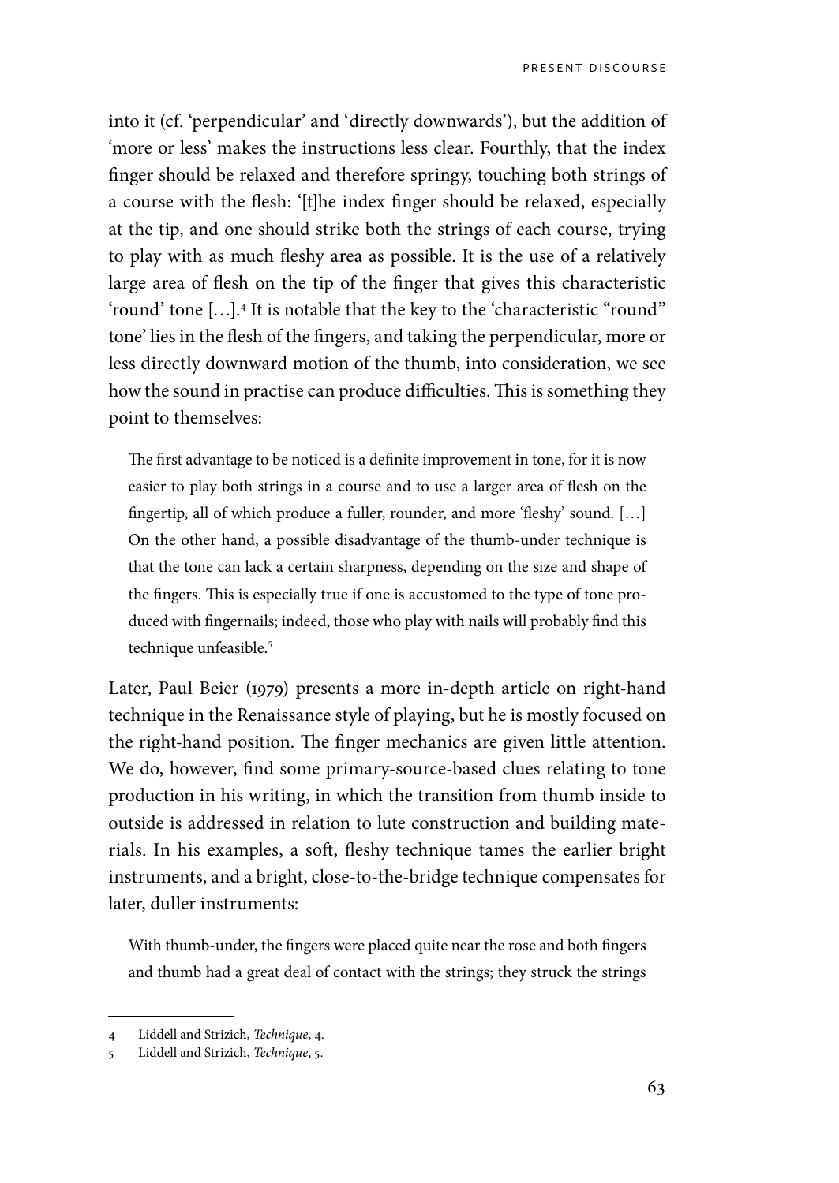into it (cf. 'perpendicular' and 'directly downwards'), but the addition of 'more or less' makes the instructions less clear. Fourthly, that the index finger should be relaxed and therefore springy, touching both strings of a course with the flesh: '[t]he index finger should be relaxed, especially at the tip, and one should strike both the strings of each course, trying to play with as much fleshy area as possible. It is the use of a relatively large area of flesh on the tip of the finger that gives this characteristic 'round' tone […].[4] It is notable that the key to the 'characteristic "round" tone' lies in the flesh of the fingers, and taking the perpendicular, more or less directly downward motion of the thumb, into consideration, we see how the sound in practise can produce difficulties. This is something they point to themselves:

> The first advantage to be noticed is a definite improvement in tone, for it is now easier to play both strings in a course and to use a larger area of flesh on the fingertip, all of which produce a fuller, rounder, and more 'fleshy' sound. […] On the other hand, a possible disadvantage of the thumb-under technique is that the tone can lack a certain sharpness, depending on the size and shape of the fingers. This is especially true if one is accustomed to the type of tone produced with fingernails; indeed, those who play with nails will probably find this technique unfeasible.[5]

Later, Paul Beier (1979) presents a more in-depth article on right-hand technique in the Renaissance style of playing, but he is mostly focused on the right-hand position. The finger mechanics are given little attention. We do, however, find some primary-source-based clues relating to tone production in his writing, in which the transition from thumb inside to outside is addressed in relation to lute construction and building materials. In his examples, a soft, fleshy technique tames the earlier bright instruments, and a bright, close-to-the-bridge technique compensates for later, duller instruments:

> With thumb-under, the fingers were placed quite near the rose and both fingers and thumb had a great deal of contact with the strings; they struck the strings

---

4 Liddell and Strizich, *Technique*, 4.

5 Liddell and Strizich, *Technique*, 5.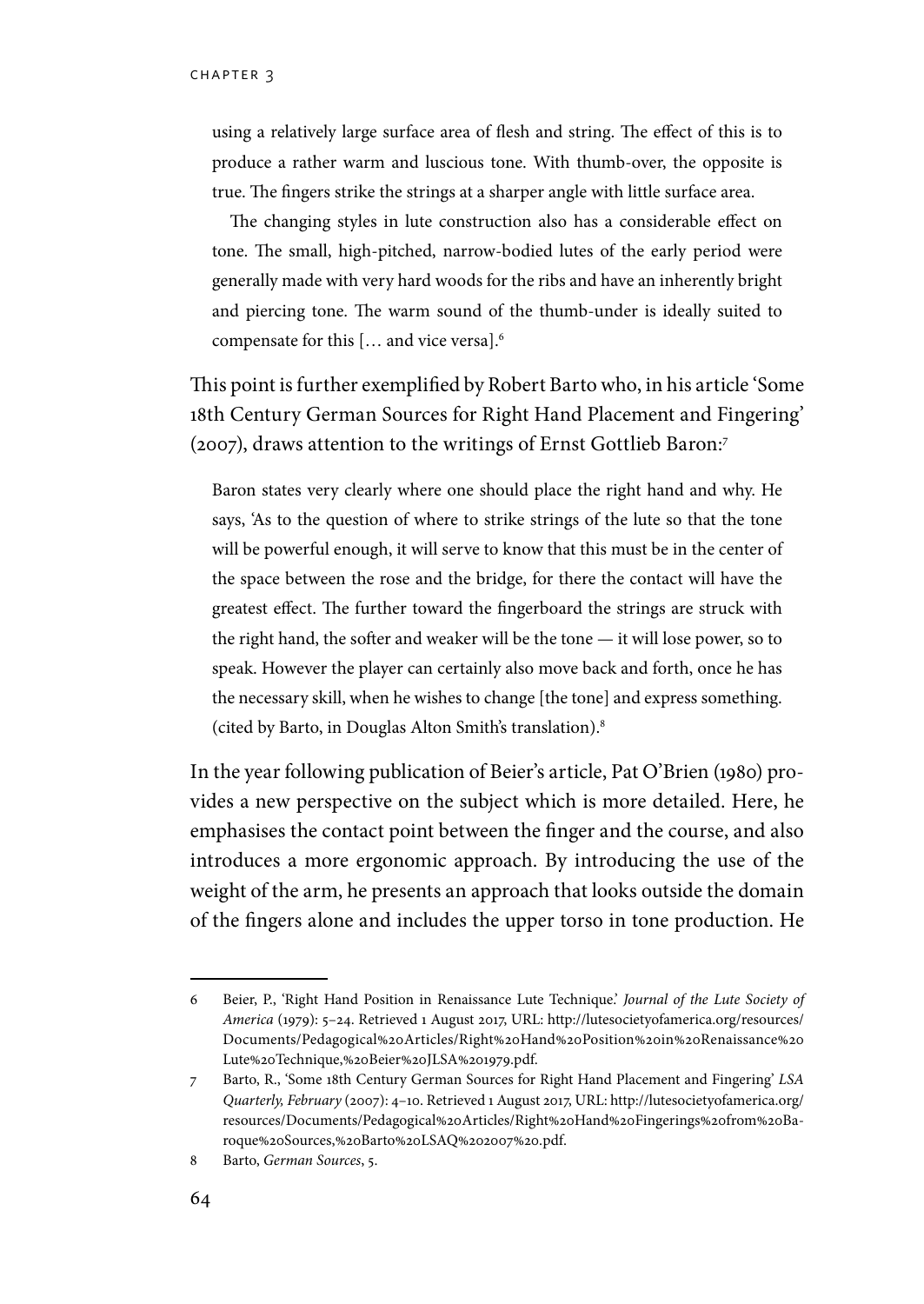> using a relatively large surface area of flesh and string. The effect of this is to produce a rather warm and luscious tone. With thumb-over, the opposite is true. The fingers strike the strings at a sharper angle with little surface area.
>
> The changing styles in lute construction also has a considerable effect on tone. The small, high-pitched, narrow-bodied lutes of the early period were generally made with very hard woods for the ribs and have an inherently bright and piercing tone. The warm sound of the thumb-under is ideally suited to compensate for this [… and vice versa].[6]

This point is further exemplified by Robert Barto who, in his article 'Some 18th Century German Sources for Right Hand Placement and Fingering' (2007), draws attention to the writings of Ernst Gottlieb Baron:[7]

> Baron states very clearly where one should place the right hand and why. He says, 'As to the question of where to strike strings of the lute so that the tone will be powerful enough, it will serve to know that this must be in the center of the space between the rose and the bridge, for there the contact will have the greatest effect. The further toward the fingerboard the strings are struck with the right hand, the softer and weaker will be the tone — it will lose power, so to speak. However the player can certainly also move back and forth, once he has the necessary skill, when he wishes to change [the tone] and express something. (cited by Barto, in Douglas Alton Smith's translation).[8]

In the year following publication of Beier's article, Pat O'Brien (1980) provides a new perspective on the subject which is more detailed. Here, he emphasises the contact point between the finger and the course, and also introduces a more ergonomic approach. By introducing the use of the weight of the arm, he presents an approach that looks outside the domain of the fingers alone and includes the upper torso in tone production. He

---

6 Beier, P., 'Right Hand Position in Renaissance Lute Technique.' *Journal of the Lute Society of America* (1979): 5–24. Retrieved 1 August 2017, URL: http://lutesocietyofamerica.org/resources/Documents/Pedagogical%20Articles/Right%20Hand%20Position%20in%20Renaissance%20Lute%20Technique,%20Beier%20JLSA%201979.pdf.

7 Barto, R., 'Some 18th Century German Sources for Right Hand Placement and Fingering' *LSA Quarterly, February* (2007): 4–10. Retrieved 1 August 2017, URL: http://lutesocietyofamerica.org/resources/Documents/Pedagogical%20Articles/Right%20Hand%20Fingerings%20from%20Baroque%20Sources,%20Barto%20LSAQ%202007%20.pdf.

8 Barto, *German Sources*, 5.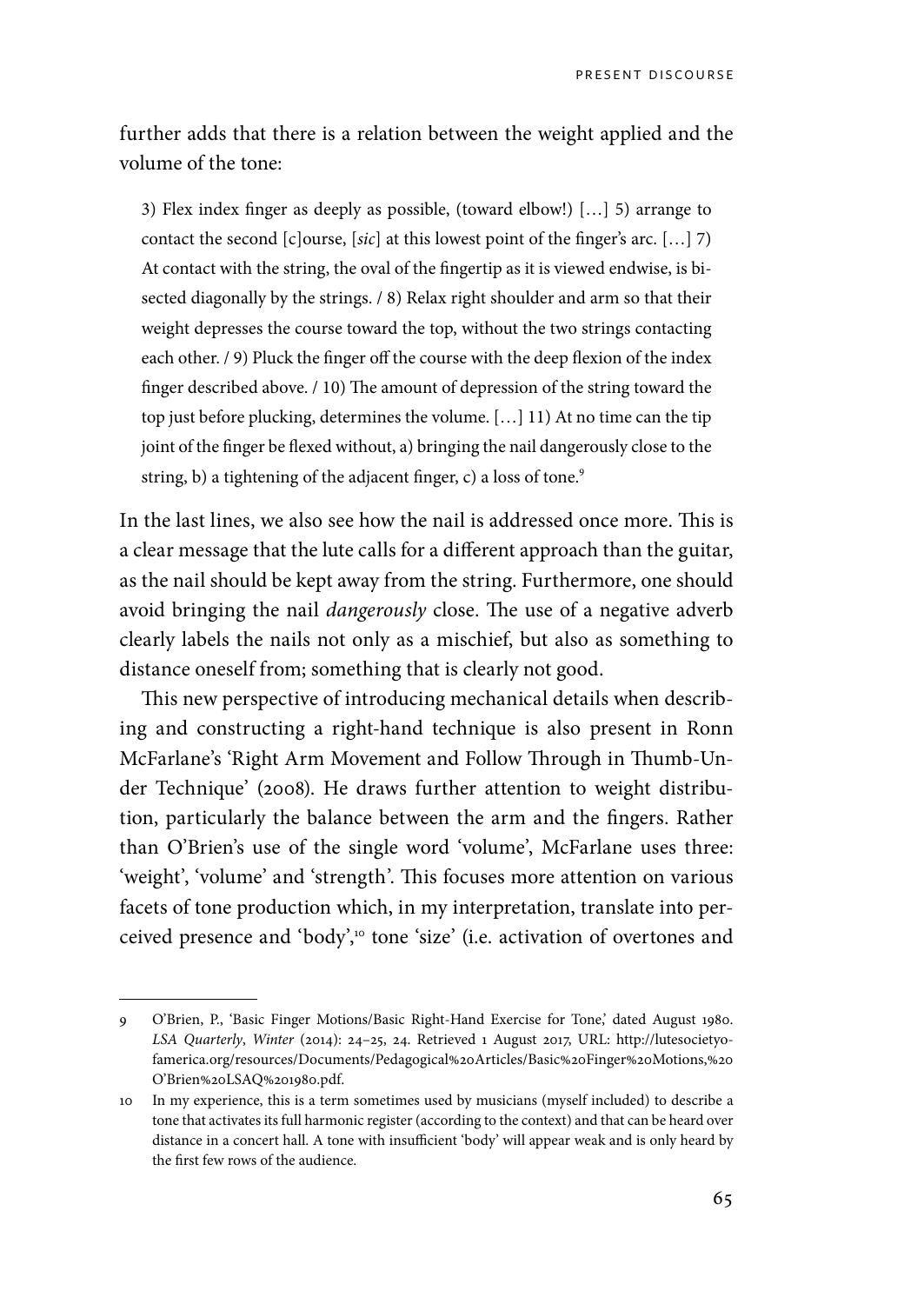further adds that there is a relation between the weight applied and the volume of the tone:

> 3) Flex index finger as deeply as possible, (toward elbow!) […] 5) arrange to contact the second [c]ourse, [*sic*] at this lowest point of the finger's arc. […] 7) At contact with the string, the oval of the fingertip as it is viewed endwise, is bisected diagonally by the strings. / 8) Relax right shoulder and arm so that their weight depresses the course toward the top, without the two strings contacting each other. / 9) Pluck the finger off the course with the deep flexion of the index finger described above. / 10) The amount of depression of the string toward the top just before plucking, determines the volume. […] 11) At no time can the tip joint of the finger be flexed without, a) bringing the nail dangerously close to the string, b) a tightening of the adjacent finger, c) a loss of tone.[9]

In the last lines, we also see how the nail is addressed once more. This is a clear message that the lute calls for a different approach than the guitar, as the nail should be kept away from the string. Furthermore, one should avoid bringing the nail *dangerously* close. The use of a negative adverb clearly labels the nails not only as a mischief, but also as something to distance oneself from; something that is clearly not good.

This new perspective of introducing mechanical details when describing and constructing a right-hand technique is also present in Ronn McFarlane's 'Right Arm Movement and Follow Through in Thumb-Under Technique' (2008). He draws further attention to weight distribution, particularly the balance between the arm and the fingers. Rather than O'Brien's use of the single word 'volume', McFarlane uses three: 'weight', 'volume' and 'strength'. This focuses more attention on various facets of tone production which, in my interpretation, translate into perceived presence and 'body',[10] tone 'size' (i.e. activation of overtones and

---

9 O'Brien, P., 'Basic Finger Motions/Basic Right-Hand Exercise for Tone,' dated August 1980. *LSA Quarterly*, *Winter* (2014): 24–25, 24. Retrieved 1 August 2017, URL: http://lutesocietyofamerica.org/resources/Documents/Pedagogical%20Articles/Basic%20Finger%20Motions,%20O'Brien%20LSAQ%201980.pdf.

10 In my experience, this is a term sometimes used by musicians (myself included) to describe a tone that activates its full harmonic register (according to the context) and that can be heard over distance in a concert hall. A tone with insufficient 'body' will appear weak and is only heard by the first few rows of the audience.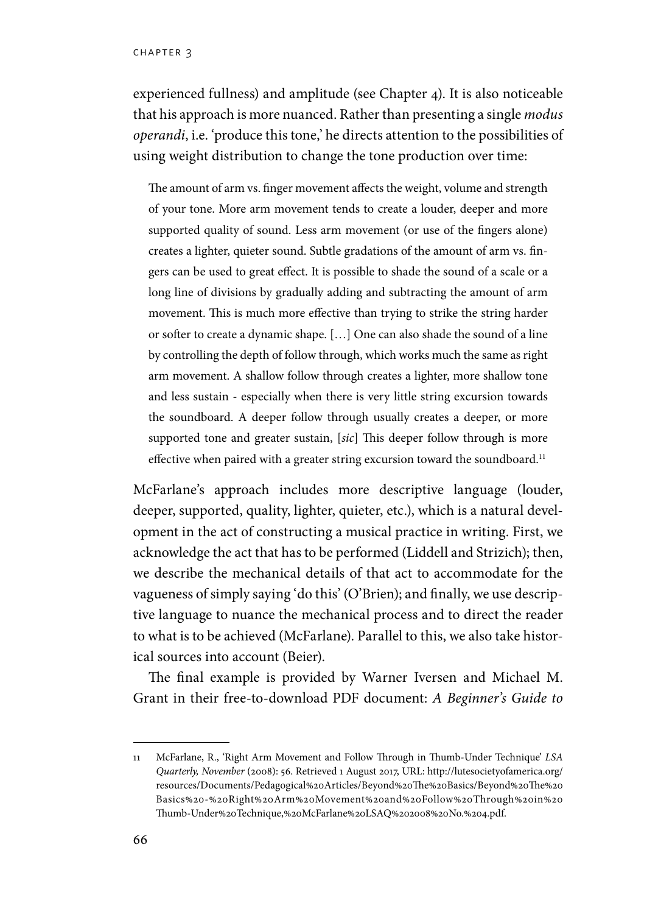experienced fullness) and amplitude (see Chapter 4). It is also noticeable that his approach is more nuanced. Rather than presenting a single *modus operandi*, i.e. 'produce this tone,' he directs attention to the possibilities of using weight distribution to change the tone production over time:

> The amount of arm vs. finger movement affects the weight, volume and strength of your tone. More arm movement tends to create a louder, deeper and more supported quality of sound. Less arm movement (or use of the fingers alone) creates a lighter, quieter sound. Subtle gradations of the amount of arm vs. fingers can be used to great effect. It is possible to shade the sound of a scale or a long line of divisions by gradually adding and subtracting the amount of arm movement. This is much more effective than trying to strike the string harder or softer to create a dynamic shape. […] One can also shade the sound of a line by controlling the depth of follow through, which works much the same as right arm movement. A shallow follow through creates a lighter, more shallow tone and less sustain - especially when there is very little string excursion towards the soundboard. A deeper follow through usually creates a deeper, or more supported tone and greater sustain, [*sic*] This deeper follow through is more effective when paired with a greater string excursion toward the soundboard.[11]

McFarlane's approach includes more descriptive language (louder, deeper, supported, quality, lighter, quieter, etc.), which is a natural development in the act of constructing a musical practice in writing. First, we acknowledge the act that has to be performed (Liddell and Strizich); then, we describe the mechanical details of that act to accommodate for the vagueness of simply saying 'do this' (O'Brien); and finally, we use descriptive language to nuance the mechanical process and to direct the reader to what is to be achieved (McFarlane). Parallel to this, we also take historical sources into account (Beier).

The final example is provided by Warner Iversen and Michael M. Grant in their free-to-download PDF document: *A Beginner's Guide to*

---

11 McFarlane, R., 'Right Arm Movement and Follow Through in Thumb-Under Technique' *LSA Quarterly, November* (2008): 56. Retrieved 1 August 2017, URL: http://lutesocietyofamerica.org/resources/Documents/Pedagogical%20Articles/Beyond%20The%20Basics/Beyond%20The%20Basics%20-%20Right%20Arm%20Movement%20and%20Follow%20Through%20in%20Thumb-Under%20Technique,%20McFarlane%20LSAQ%202008%20No.%204.pdf.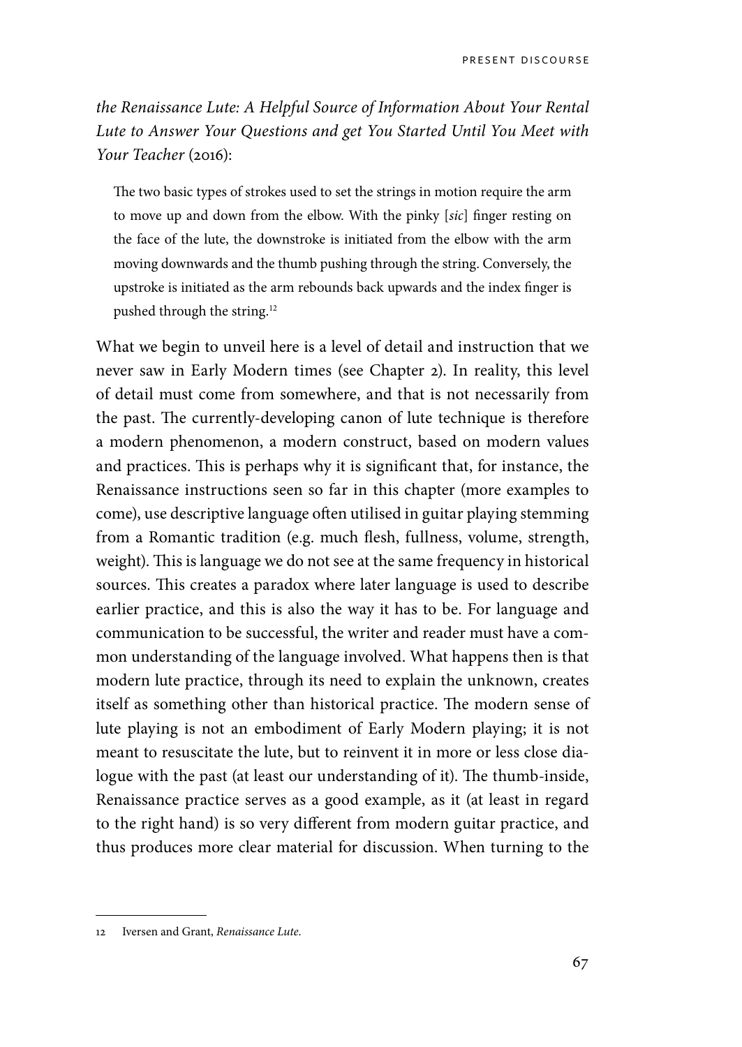*the Renaissance Lute: A Helpful Source of Information About Your Rental Lute to Answer Your Questions and get You Started Until You Meet with Your Teacher* (2016):

> The two basic types of strokes used to set the strings in motion require the arm to move up and down from the elbow. With the pinky [*sic*] finger resting on the face of the lute, the downstroke is initiated from the elbow with the arm moving downwards and the thumb pushing through the string. Conversely, the upstroke is initiated as the arm rebounds back upwards and the index finger is pushed through the string.[12]

What we begin to unveil here is a level of detail and instruction that we never saw in Early Modern times (see Chapter 2). In reality, this level of detail must come from somewhere, and that is not necessarily from the past. The currently-developing canon of lute technique is therefore a modern phenomenon, a modern construct, based on modern values and practices. This is perhaps why it is significant that, for instance, the Renaissance instructions seen so far in this chapter (more examples to come), use descriptive language often utilised in guitar playing stemming from a Romantic tradition (e.g. much flesh, fullness, volume, strength, weight). This is language we do not see at the same frequency in historical sources. This creates a paradox where later language is used to describe earlier practice, and this is also the way it has to be. For language and communication to be successful, the writer and reader must have a common understanding of the language involved. What happens then is that modern lute practice, through its need to explain the unknown, creates itself as something other than historical practice. The modern sense of lute playing is not an embodiment of Early Modern playing; it is not meant to resuscitate the lute, but to reinvent it in more or less close dialogue with the past (at least our understanding of it). The thumb-inside, Renaissance practice serves as a good example, as it (at least in regard to the right hand) is so very different from modern guitar practice, and thus produces more clear material for discussion. When turning to the

12 Iversen and Grant, *Renaissance Lute*.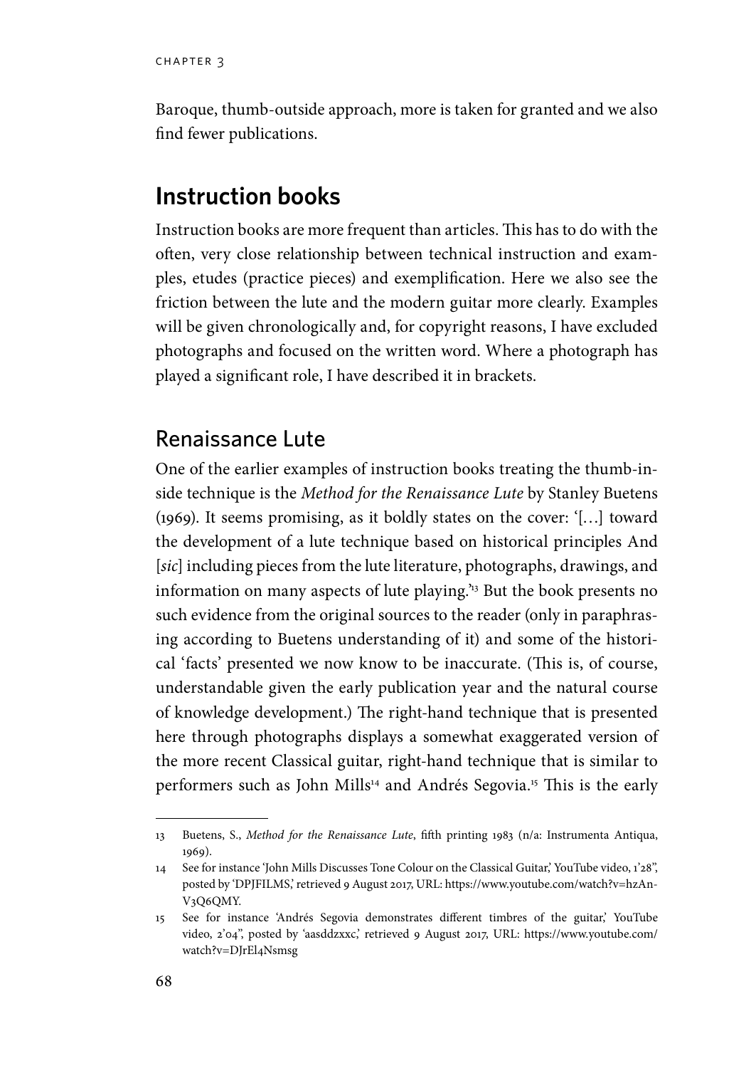Baroque, thumb-outside approach, more is taken for granted and we also find fewer publications.

## Instruction books

Instruction books are more frequent than articles. This has to do with the often, very close relationship between technical instruction and examples, etudes (practice pieces) and exemplification. Here we also see the friction between the lute and the modern guitar more clearly. Examples will be given chronologically and, for copyright reasons, I have excluded photographs and focused on the written word. Where a photograph has played a significant role, I have described it in brackets.

### Renaissance Lute

One of the earlier examples of instruction books treating the thumb-inside technique is the *Method for the Renaissance Lute* by Stanley Buetens (1969). It seems promising, as it boldly states on the cover: '[…] toward the development of a lute technique based on historical principles And [*sic*] including pieces from the lute literature, photographs, drawings, and information on many aspects of lute playing.'[13] But the book presents no such evidence from the original sources to the reader (only in paraphrasing according to Buetens understanding of it) and some of the historical 'facts' presented we now know to be inaccurate. (This is, of course, understandable given the early publication year and the natural course of knowledge development.) The right-hand technique that is presented here through photographs displays a somewhat exaggerated version of the more recent Classical guitar, right-hand technique that is similar to performers such as John Mills[14] and Andrés Segovia.[15] This is the early

13 Buetens, S., *Method for the Renaissance Lute*, fifth printing 1983 (n/a: Instrumenta Antiqua, 1969).

14 See for instance 'John Mills Discusses Tone Colour on the Classical Guitar,' YouTube video, 1'28", posted by 'DPJFILMS,' retrieved 9 August 2017, URL: https://www.youtube.com/watch?v=hzAn-V3Q6QMY.

15 See for instance 'Andrés Segovia demonstrates different timbres of the guitar,' YouTube video, 2'04", posted by 'aasddzxxc,' retrieved 9 August 2017, URL: https://www.youtube.com/watch?v=DJrEl4Nsmsg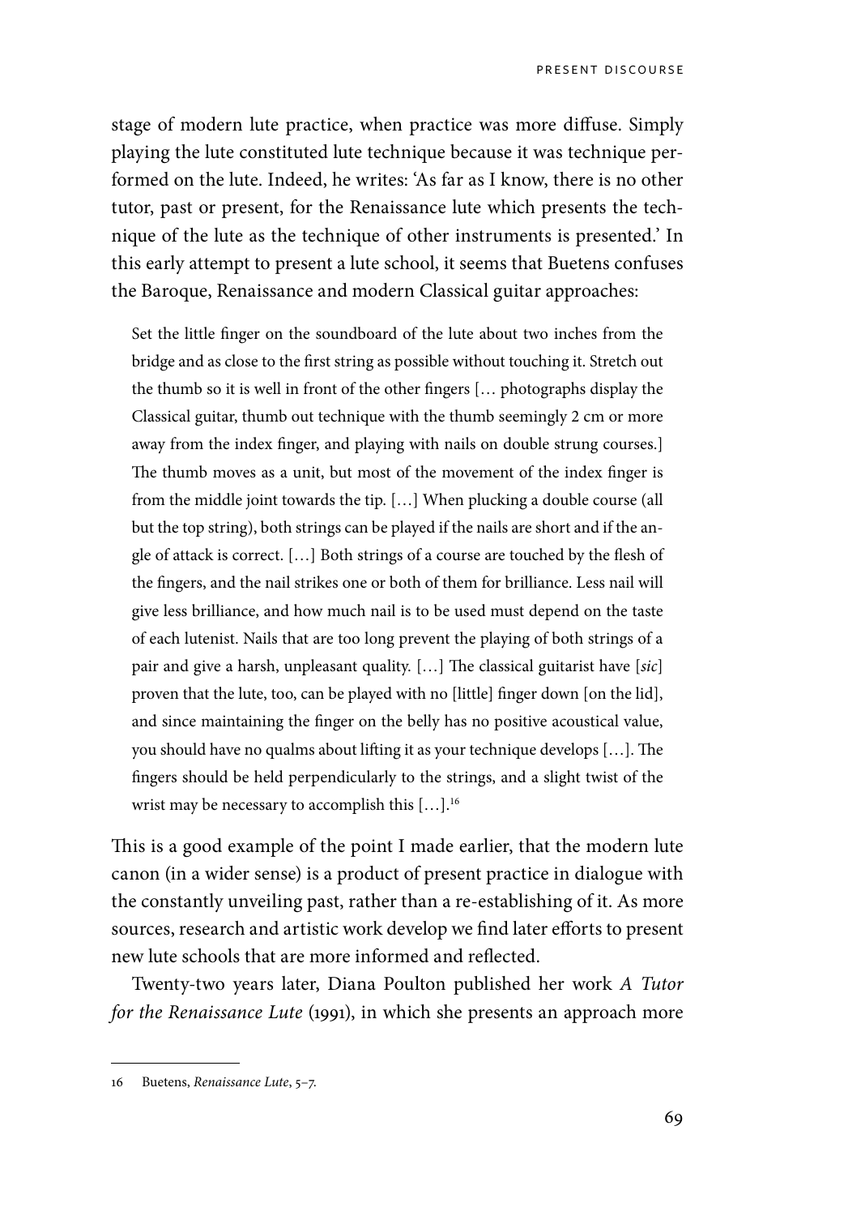stage of modern lute practice, when practice was more diffuse. Simply playing the lute constituted lute technique because it was technique performed on the lute. Indeed, he writes: 'As far as I know, there is no other tutor, past or present, for the Renaissance lute which presents the technique of the lute as the technique of other instruments is presented.' In this early attempt to present a lute school, it seems that Buetens confuses the Baroque, Renaissance and modern Classical guitar approaches:

> Set the little finger on the soundboard of the lute about two inches from the bridge and as close to the first string as possible without touching it. Stretch out the thumb so it is well in front of the other fingers [… photographs display the Classical guitar, thumb out technique with the thumb seemingly 2 cm or more away from the index finger, and playing with nails on double strung courses.] The thumb moves as a unit, but most of the movement of the index finger is from the middle joint towards the tip. […] When plucking a double course (all but the top string), both strings can be played if the nails are short and if the angle of attack is correct. […] Both strings of a course are touched by the flesh of the fingers, and the nail strikes one or both of them for brilliance. Less nail will give less brilliance, and how much nail is to be used must depend on the taste of each lutenist. Nails that are too long prevent the playing of both strings of a pair and give a harsh, unpleasant quality. […] The classical guitarist have [*sic*] proven that the lute, too, can be played with no [little] finger down [on the lid], and since maintaining the finger on the belly has no positive acoustical value, you should have no qualms about lifting it as your technique develops […]. The fingers should be held perpendicularly to the strings, and a slight twist of the wrist may be necessary to accomplish this […].[16]

This is a good example of the point I made earlier, that the modern lute canon (in a wider sense) is a product of present practice in dialogue with the constantly unveiling past, rather than a re-establishing of it. As more sources, research and artistic work develop we find later efforts to present new lute schools that are more informed and reflected.

Twenty-two years later, Diana Poulton published her work *A Tutor for the Renaissance Lute* (1991), in which she presents an approach more

---

16 Buetens, *Renaissance Lute*, 5–7.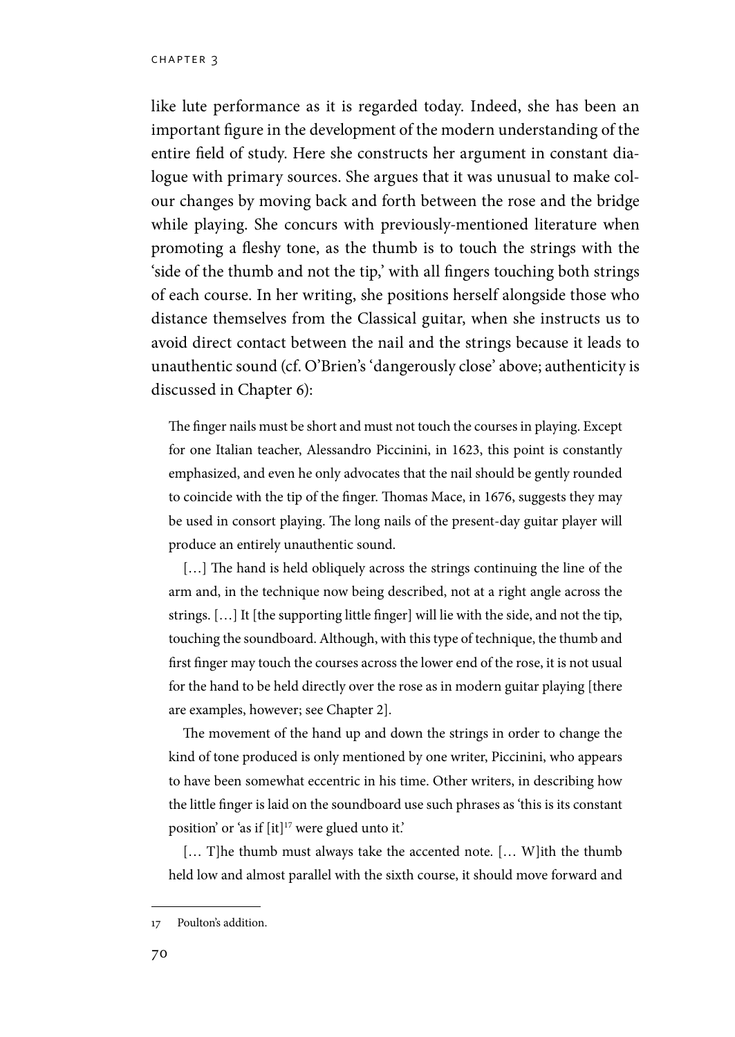like lute performance as it is regarded today. Indeed, she has been an important figure in the development of the modern understanding of the entire field of study. Here she constructs her argument in constant dialogue with primary sources. She argues that it was unusual to make colour changes by moving back and forth between the rose and the bridge while playing. She concurs with previously-mentioned literature when promoting a fleshy tone, as the thumb is to touch the strings with the 'side of the thumb and not the tip,' with all fingers touching both strings of each course. In her writing, she positions herself alongside those who distance themselves from the Classical guitar, when she instructs us to avoid direct contact between the nail and the strings because it leads to unauthentic sound (cf. O'Brien's 'dangerously close' above; authenticity is discussed in Chapter 6):

> The finger nails must be short and must not touch the courses in playing. Except for one Italian teacher, Alessandro Piccinini, in 1623, this point is constantly emphasized, and even he only advocates that the nail should be gently rounded to coincide with the tip of the finger. Thomas Mace, in 1676, suggests they may be used in consort playing. The long nails of the present-day guitar player will produce an entirely unauthentic sound.
>
> […] The hand is held obliquely across the strings continuing the line of the arm and, in the technique now being described, not at a right angle across the strings. […] It [the supporting little finger] will lie with the side, and not the tip, touching the soundboard. Although, with this type of technique, the thumb and first finger may touch the courses across the lower end of the rose, it is not usual for the hand to be held directly over the rose as in modern guitar playing [there are examples, however; see Chapter 2].
>
> The movement of the hand up and down the strings in order to change the kind of tone produced is only mentioned by one writer, Piccinini, who appears to have been somewhat eccentric in his time. Other writers, in describing how the little finger is laid on the soundboard use such phrases as 'this is its constant position' or 'as if [it][17] were glued unto it.'
>
> [… T]he thumb must always take the accented note. [… W]ith the thumb held low and almost parallel with the sixth course, it should move forward and

[17] Poulton's addition.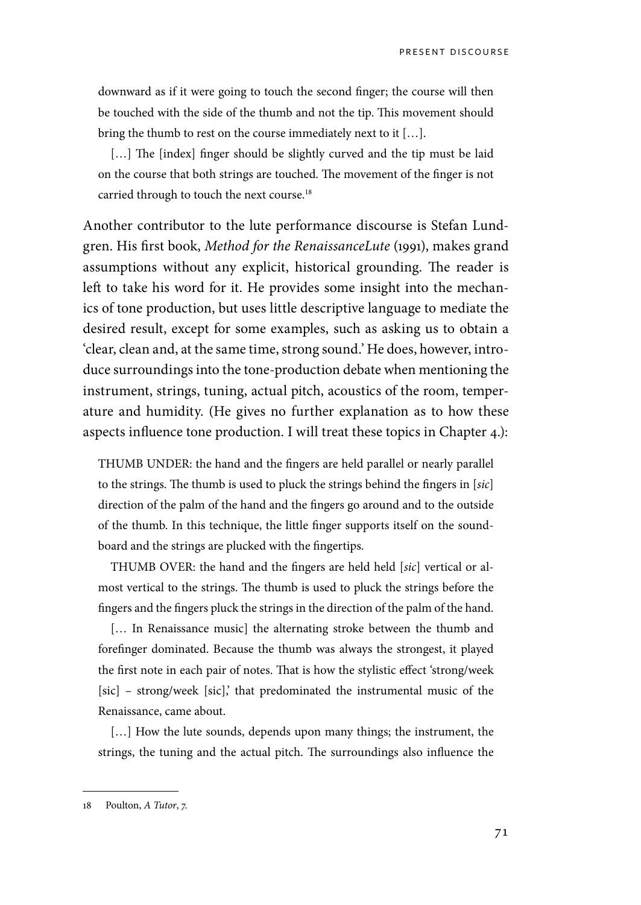downward as if it were going to touch the second finger; the course will then be touched with the side of the thumb and not the tip. This movement should bring the thumb to rest on the course immediately next to it […].

> […] The [index] finger should be slightly curved and the tip must be laid on the course that both strings are touched. The movement of the finger is not carried through to touch the next course.[18]

Another contributor to the lute performance discourse is Stefan Lundgren. His first book, *Method for the RenaissanceLute* (1991), makes grand assumptions without any explicit, historical grounding. The reader is left to take his word for it. He provides some insight into the mechanics of tone production, but uses little descriptive language to mediate the desired result, except for some examples, such as asking us to obtain a 'clear, clean and, at the same time, strong sound.' He does, however, introduce surroundings into the tone-production debate when mentioning the instrument, strings, tuning, actual pitch, acoustics of the room, temperature and humidity. (He gives no further explanation as to how these aspects influence tone production. I will treat these topics in Chapter 4.):

> THUMB UNDER: the hand and the fingers are held parallel or nearly parallel to the strings. The thumb is used to pluck the strings behind the fingers in [*sic*] direction of the palm of the hand and the fingers go around and to the outside of the thumb. In this technique, the little finger supports itself on the soundboard and the strings are plucked with the fingertips.
>
> THUMB OVER: the hand and the fingers are held held [*sic*] vertical or almost vertical to the strings. The thumb is used to pluck the strings before the fingers and the fingers pluck the strings in the direction of the palm of the hand.
>
> [… In Renaissance music] the alternating stroke between the thumb and forefinger dominated. Because the thumb was always the strongest, it played the first note in each pair of notes. That is how the stylistic effect 'strong/week [sic] – strong/week [sic],' that predominated the instrumental music of the Renaissance, came about.
>
> […] How the lute sounds, depends upon many things; the instrument, the strings, the tuning and the actual pitch. The surroundings also influence the

18 Poulton, *A Tutor*, 7.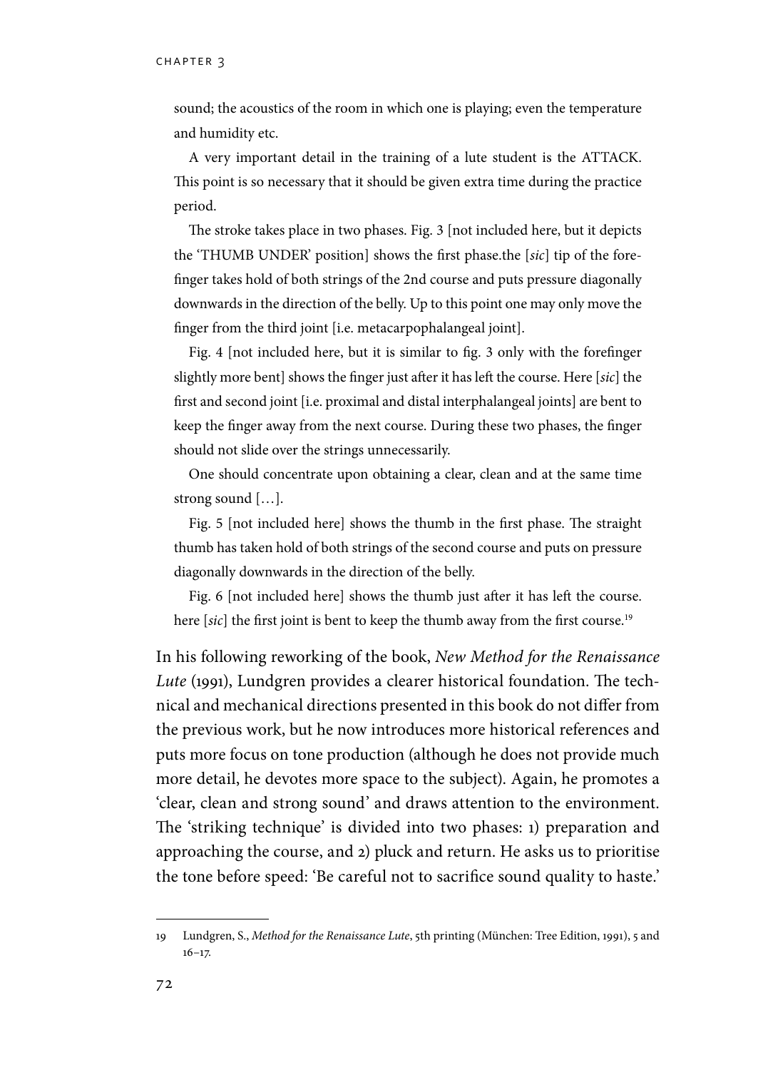sound; the acoustics of the room in which one is playing; even the temperature and humidity etc.

A very important detail in the training of a lute student is the ATTACK. This point is so necessary that it should be given extra time during the practice period.

The stroke takes place in two phases. Fig. 3 [not included here, but it depicts the 'THUMB UNDER' position] shows the first phase.the [*sic*] tip of the forefinger takes hold of both strings of the 2nd course and puts pressure diagonally downwards in the direction of the belly. Up to this point one may only move the finger from the third joint [i.e. metacarpophalangeal joint].

Fig. 4 [not included here, but it is similar to fig. 3 only with the forefinger slightly more bent] shows the finger just after it has left the course. Here [*sic*] the first and second joint [i.e. proximal and distal interphalangeal joints] are bent to keep the finger away from the next course. During these two phases, the finger should not slide over the strings unnecessarily.

One should concentrate upon obtaining a clear, clean and at the same time strong sound […].

Fig. 5 [not included here] shows the thumb in the first phase. The straight thumb has taken hold of both strings of the second course and puts on pressure diagonally downwards in the direction of the belly.

Fig. 6 [not included here] shows the thumb just after it has left the course. here [*sic*] the first joint is bent to keep the thumb away from the first course.[19]

In his following reworking of the book, *New Method for the Renaissance Lute* (1991), Lundgren provides a clearer historical foundation. The technical and mechanical directions presented in this book do not differ from the previous work, but he now introduces more historical references and puts more focus on tone production (although he does not provide much more detail, he devotes more space to the subject). Again, he promotes a 'clear, clean and strong sound' and draws attention to the environment. The 'striking technique' is divided into two phases: 1) preparation and approaching the course, and 2) pluck and return. He asks us to prioritise the tone before speed: 'Be careful not to sacrifice sound quality to haste.'

---

19 Lundgren, S., *Method for the Renaissance Lute*, 5th printing (München: Tree Edition, 1991), 5 and 16–17.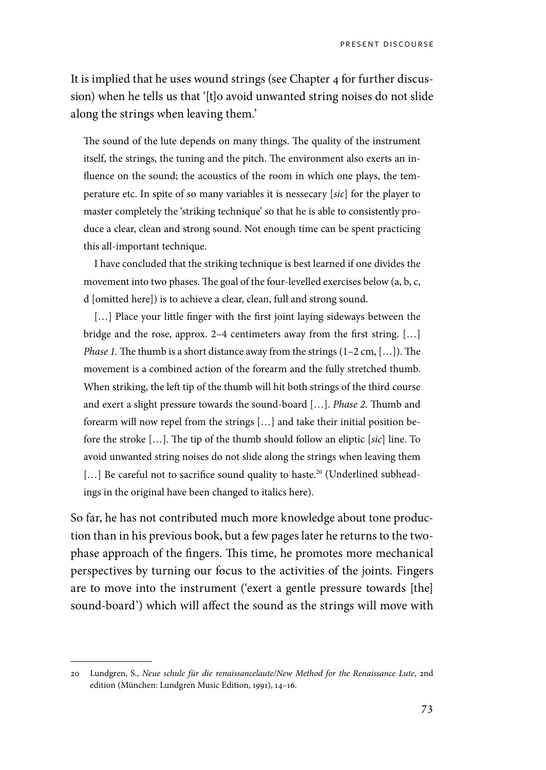It is implied that he uses wound strings (see Chapter 4 for further discussion) when he tells us that '[t]o avoid unwanted string noises do not slide along the strings when leaving them.'

> The sound of the lute depends on many things. The quality of the instrument itself, the strings, the tuning and the pitch. The environment also exerts an influence on the sound; the acoustics of the room in which one plays, the temperature etc. In spite of so many variables it is nessecary [*sic*] for the player to master completely the 'striking technique' so that he is able to consistently produce a clear, clean and strong sound. Not enough time can be spent practicing this all-important technique.
>
> I have concluded that the striking technique is best learned if one divides the movement into two phases. The goal of the four-levelled exercises below (a, b, c, d [omitted here]) is to achieve a clear, clean, full and strong sound.
>
> […] Place your little finger with the first joint laying sideways between the bridge and the rose, approx. 2–4 centimeters away from the first string. […] *Phase 1.* The thumb is a short distance away from the strings (1–2 cm, […]). The movement is a combined action of the forearm and the fully stretched thumb. When striking, the left tip of the thumb will hit both strings of the third course and exert a slight pressure towards the sound-board […]. *Phase 2.* Thumb and forearm will now repel from the strings […] and take their initial position before the stroke […]. The tip of the thumb should follow an eliptic [*sic*] line. To avoid unwanted string noises do not slide along the strings when leaving them […] Be careful not to sacrifice sound quality to haste.[20] (Underlined subheadings in the original have been changed to italics here).

So far, he has not contributed much more knowledge about tone production than in his previous book, but a few pages later he returns to the two-phase approach of the fingers. This time, he promotes more mechanical perspectives by turning our focus to the activities of the joints. Fingers are to move into the instrument ('exert a gentle pressure towards [the] sound-board') which will affect the sound as the strings will move with

20 Lundgren, S., *Neue schule für die renaissancelaute/New Method for the Renaissance Lute*, 2nd edition (München: Lundgren Music Edition, 1991), 14–16.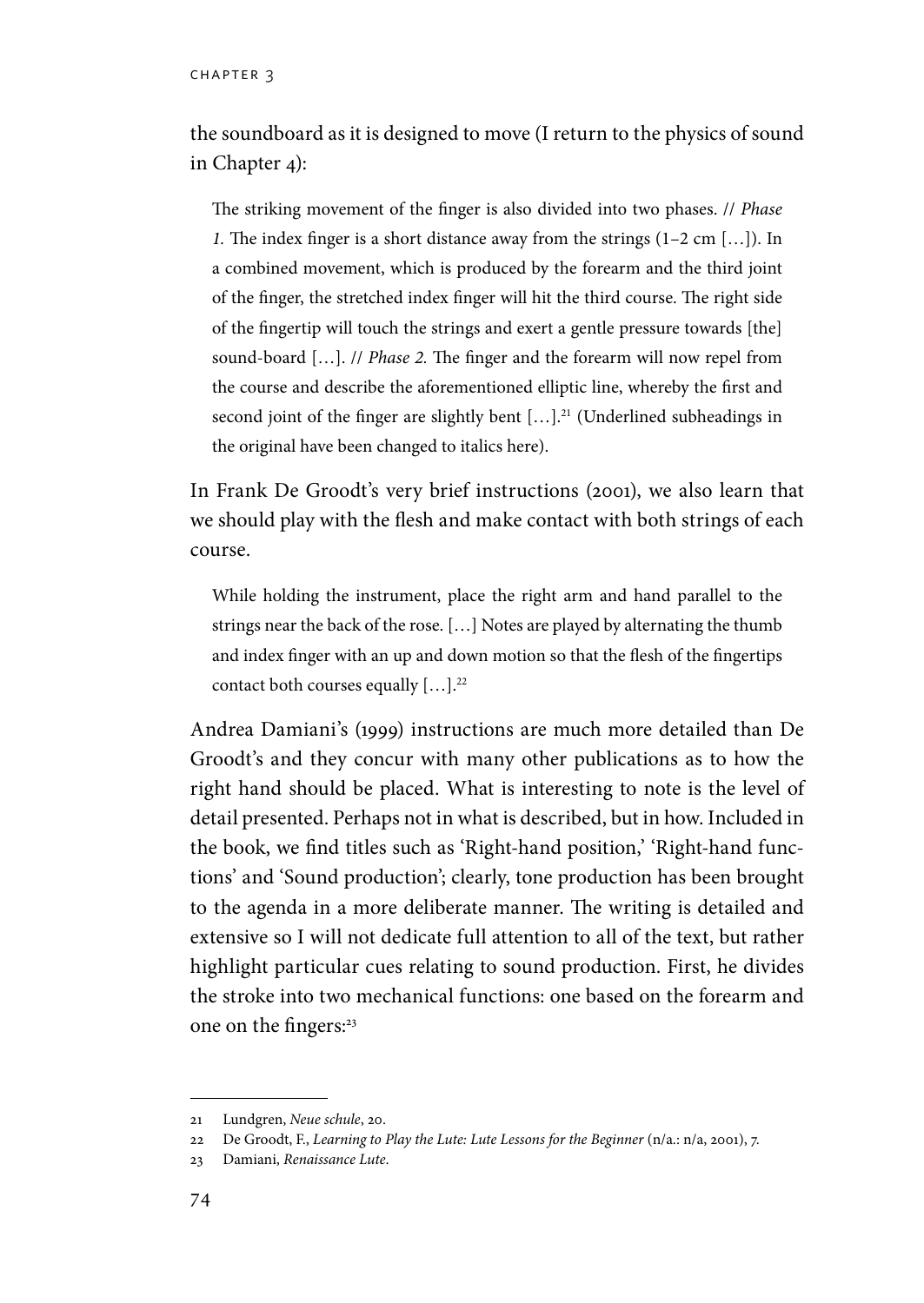the soundboard as it is designed to move (I return to the physics of sound in Chapter 4):

> The striking movement of the finger is also divided into two phases. // *Phase 1.* The index finger is a short distance away from the strings (1–2 cm […]). In a combined movement, which is produced by the forearm and the third joint of the finger, the stretched index finger will hit the third course. The right side of the fingertip will touch the strings and exert a gentle pressure towards [the] sound-board […]. // *Phase 2.* The finger and the forearm will now repel from the course and describe the aforementioned elliptic line, whereby the first and second joint of the finger are slightly bent […].[21] (Underlined subheadings in the original have been changed to italics here).

In Frank De Groodt's very brief instructions (2001), we also learn that we should play with the flesh and make contact with both strings of each course.

> While holding the instrument, place the right arm and hand parallel to the strings near the back of the rose. […] Notes are played by alternating the thumb and index finger with an up and down motion so that the flesh of the fingertips contact both courses equally […].[22]

Andrea Damiani's (1999) instructions are much more detailed than De Groodt's and they concur with many other publications as to how the right hand should be placed. What is interesting to note is the level of detail presented. Perhaps not in what is described, but in how. Included in the book, we find titles such as 'Right-hand position,' 'Right-hand functions' and 'Sound production'; clearly, tone production has been brought to the agenda in a more deliberate manner. The writing is detailed and extensive so I will not dedicate full attention to all of the text, but rather highlight particular cues relating to sound production. First, he divides the stroke into two mechanical functions: one based on the forearm and one on the fingers:[23]

---

21 Lundgren, *Neue schule*, 20.

22 De Groodt, F., *Learning to Play the Lute: Lute Lessons for the Beginner* (n/a.: n/a, 2001), 7.

23 Damiani, *Renaissance Lute*.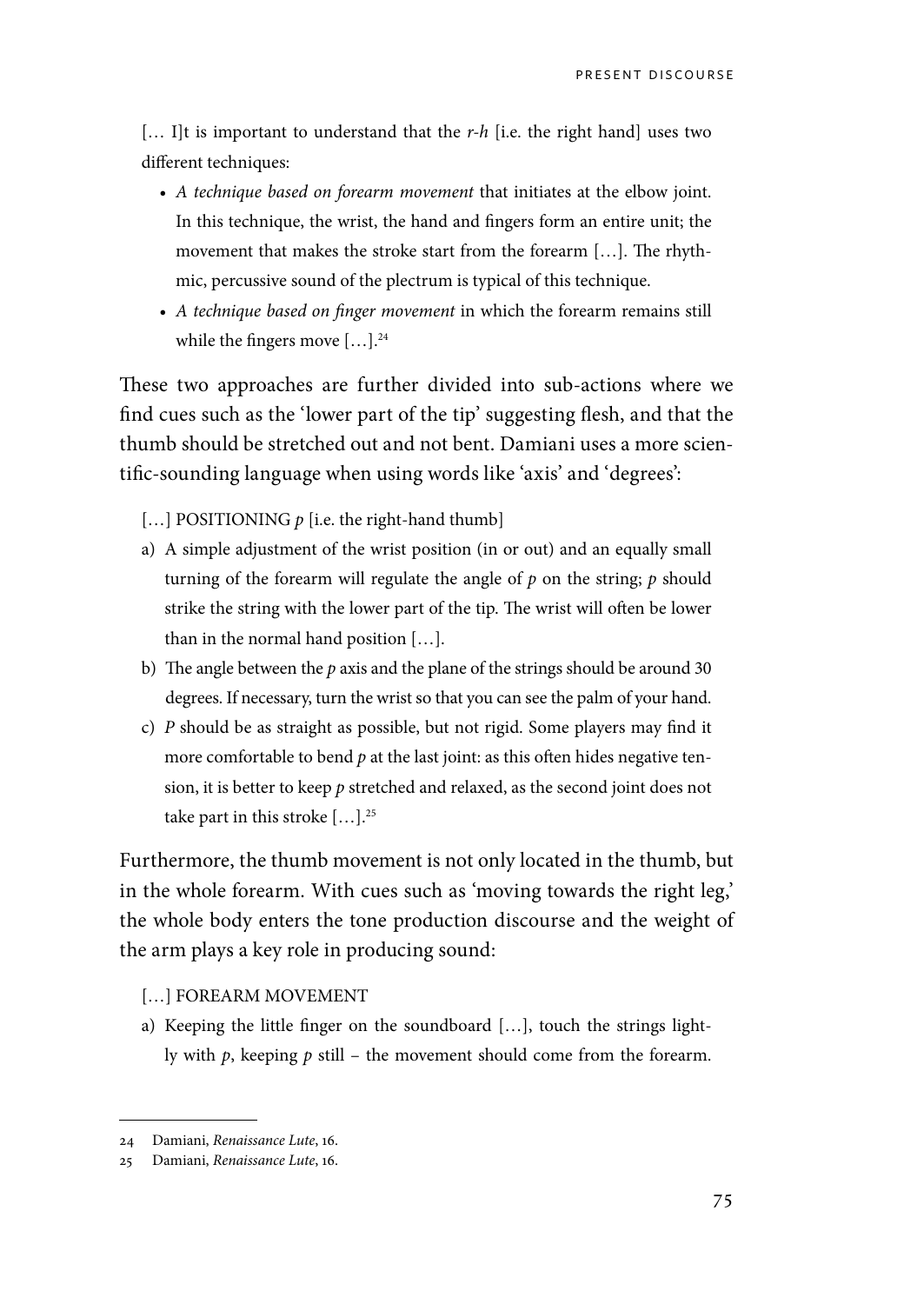[… I]t is important to understand that the *r-h* [i.e. the right hand] uses two different techniques:

- *A technique based on forearm movement* that initiates at the elbow joint. In this technique, the wrist, the hand and fingers form an entire unit; the movement that makes the stroke start from the forearm […]. The rhythmic, percussive sound of the plectrum is typical of this technique.
- *A technique based on finger movement* in which the forearm remains still while the fingers move […].[24]

These two approaches are further divided into sub-actions where we find cues such as the 'lower part of the tip' suggesting flesh, and that the thumb should be stretched out and not bent. Damiani uses a more scientific-sounding language when using words like 'axis' and 'degrees':

[…] POSITIONING *p* [i.e. the right-hand thumb]

a) A simple adjustment of the wrist position (in or out) and an equally small turning of the forearm will regulate the angle of *p* on the string; *p* should strike the string with the lower part of the tip. The wrist will often be lower than in the normal hand position […].
b) The angle between the *p* axis and the plane of the strings should be around 30 degrees. If necessary, turn the wrist so that you can see the palm of your hand.
c) *P* should be as straight as possible, but not rigid. Some players may find it more comfortable to bend *p* at the last joint: as this often hides negative tension, it is better to keep *p* stretched and relaxed, as the second joint does not take part in this stroke […].[25]

Furthermore, the thumb movement is not only located in the thumb, but in the whole forearm. With cues such as 'moving towards the right leg,' the whole body enters the tone production discourse and the weight of the arm plays a key role in producing sound:

[…] FOREARM MOVEMENT

a) Keeping the little finger on the soundboard […], touch the strings lightly with *p*, keeping *p* still – the movement should come from the forearm.

24 Damiani, *Renaissance Lute*, 16.

25 Damiani, *Renaissance Lute*, 16.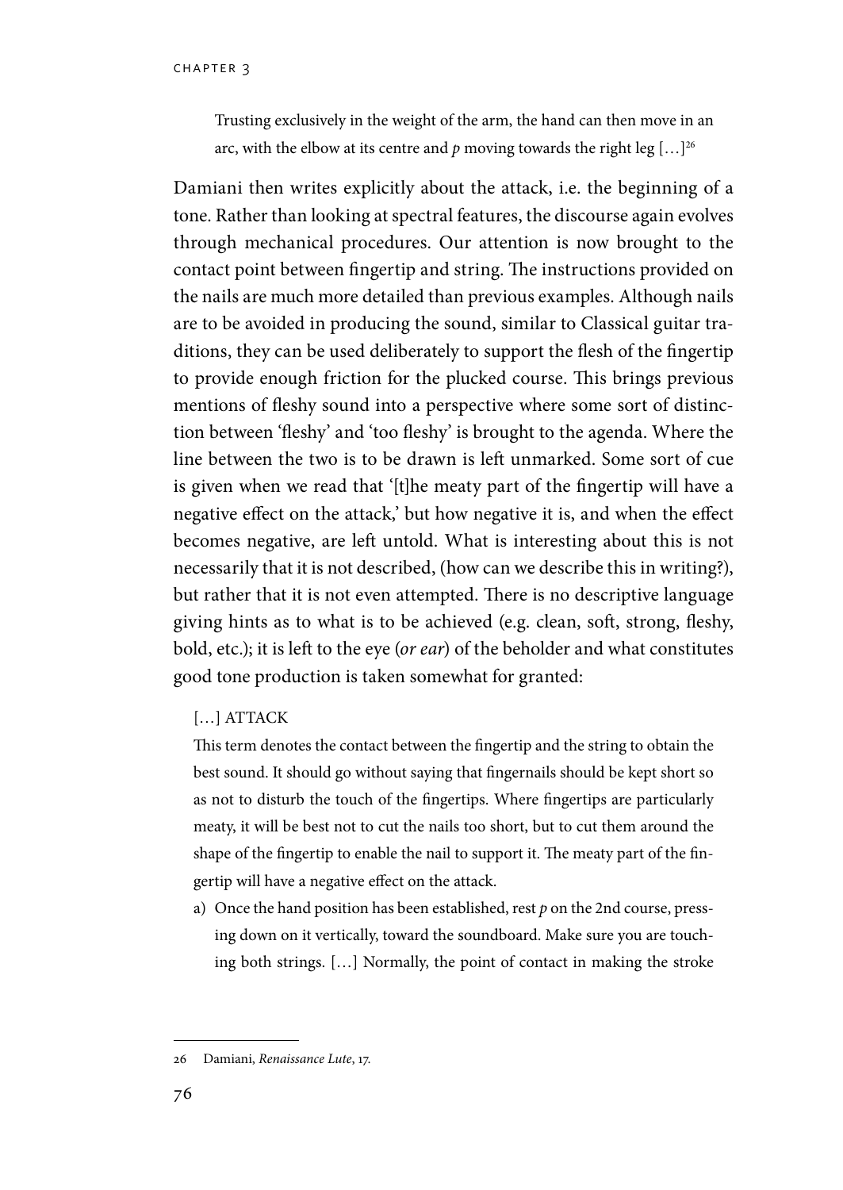> Trusting exclusively in the weight of the arm, the hand can then move in an arc, with the elbow at its centre and *p* moving towards the right leg […][26]

Damiani then writes explicitly about the attack, i.e. the beginning of a tone. Rather than looking at spectral features, the discourse again evolves through mechanical procedures. Our attention is now brought to the contact point between fingertip and string. The instructions provided on the nails are much more detailed than previous examples. Although nails are to be avoided in producing the sound, similar to Classical guitar traditions, they can be used deliberately to support the flesh of the fingertip to provide enough friction for the plucked course. This brings previous mentions of fleshy sound into a perspective where some sort of distinction between 'fleshy' and 'too fleshy' is brought to the agenda. Where the line between the two is to be drawn is left unmarked. Some sort of cue is given when we read that '[t]he meaty part of the fingertip will have a negative effect on the attack,' but how negative it is, and when the effect becomes negative, are left untold. What is interesting about this is not necessarily that it is not described, (how can we describe this in writing?), but rather that it is not even attempted. There is no descriptive language giving hints as to what is to be achieved (e.g. clean, soft, strong, fleshy, bold, etc.); it is left to the eye (*or ear*) of the beholder and what constitutes good tone production is taken somewhat for granted:

> […] ATTACK
>
> This term denotes the contact between the fingertip and the string to obtain the best sound. It should go without saying that fingernails should be kept short so as not to disturb the touch of the fingertips. Where fingertips are particularly meaty, it will be best not to cut the nails too short, but to cut them around the shape of the fingertip to enable the nail to support it. The meaty part of the fingertip will have a negative effect on the attack.
>
> a) Once the hand position has been established, rest *p* on the 2nd course, pressing down on it vertically, toward the soundboard. Make sure you are touching both strings. […] Normally, the point of contact in making the stroke

26 Damiani, *Renaissance Lute*, 17.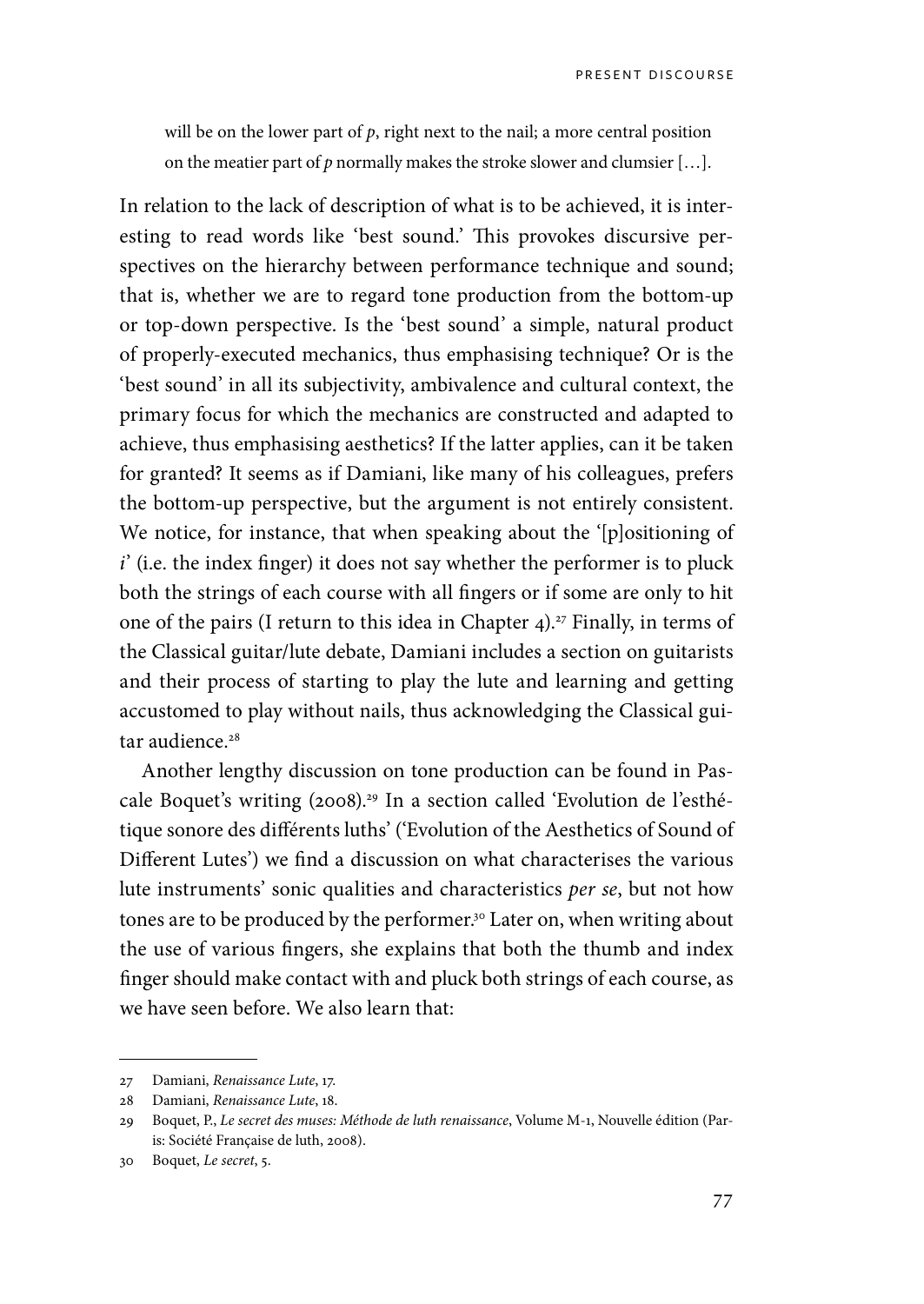will be on the lower part of *p*, right next to the nail; a more central position on the meatier part of *p* normally makes the stroke slower and clumsier […].

In relation to the lack of description of what is to be achieved, it is interesting to read words like 'best sound.' This provokes discursive perspectives on the hierarchy between performance technique and sound; that is, whether we are to regard tone production from the bottom-up or top-down perspective. Is the 'best sound' a simple, natural product of properly-executed mechanics, thus emphasising technique? Or is the 'best sound' in all its subjectivity, ambivalence and cultural context, the primary focus for which the mechanics are constructed and adapted to achieve, thus emphasising aesthetics? If the latter applies, can it be taken for granted? It seems as if Damiani, like many of his colleagues, prefers the bottom-up perspective, but the argument is not entirely consistent. We notice, for instance, that when speaking about the '[p]ositioning of *i*' (i.e. the index finger) it does not say whether the performer is to pluck both the strings of each course with all fingers or if some are only to hit one of the pairs (I return to this idea in Chapter 4).[27] Finally, in terms of the Classical guitar/lute debate, Damiani includes a section on guitarists and their process of starting to play the lute and learning and getting accustomed to play without nails, thus acknowledging the Classical guitar audience.[28]

Another lengthy discussion on tone production can be found in Pascale Boquet's writing (2008).[29] In a section called 'Evolution de l'esthétique sonore des différents luths' ('Evolution of the Aesthetics of Sound of Different Lutes') we find a discussion on what characterises the various lute instruments' sonic qualities and characteristics *per se*, but not how tones are to be produced by the performer.[30] Later on, when writing about the use of various fingers, she explains that both the thumb and index finger should make contact with and pluck both strings of each course, as we have seen before. We also learn that:

---

27 Damiani, *Renaissance Lute*, 17.

28 Damiani, *Renaissance Lute*, 18.

29 Boquet, P., *Le secret des muses: Méthode de luth renaissance*, Volume M-1, Nouvelle édition (Paris: Société Française de luth, 2008).

30 Boquet, *Le secret*, 5.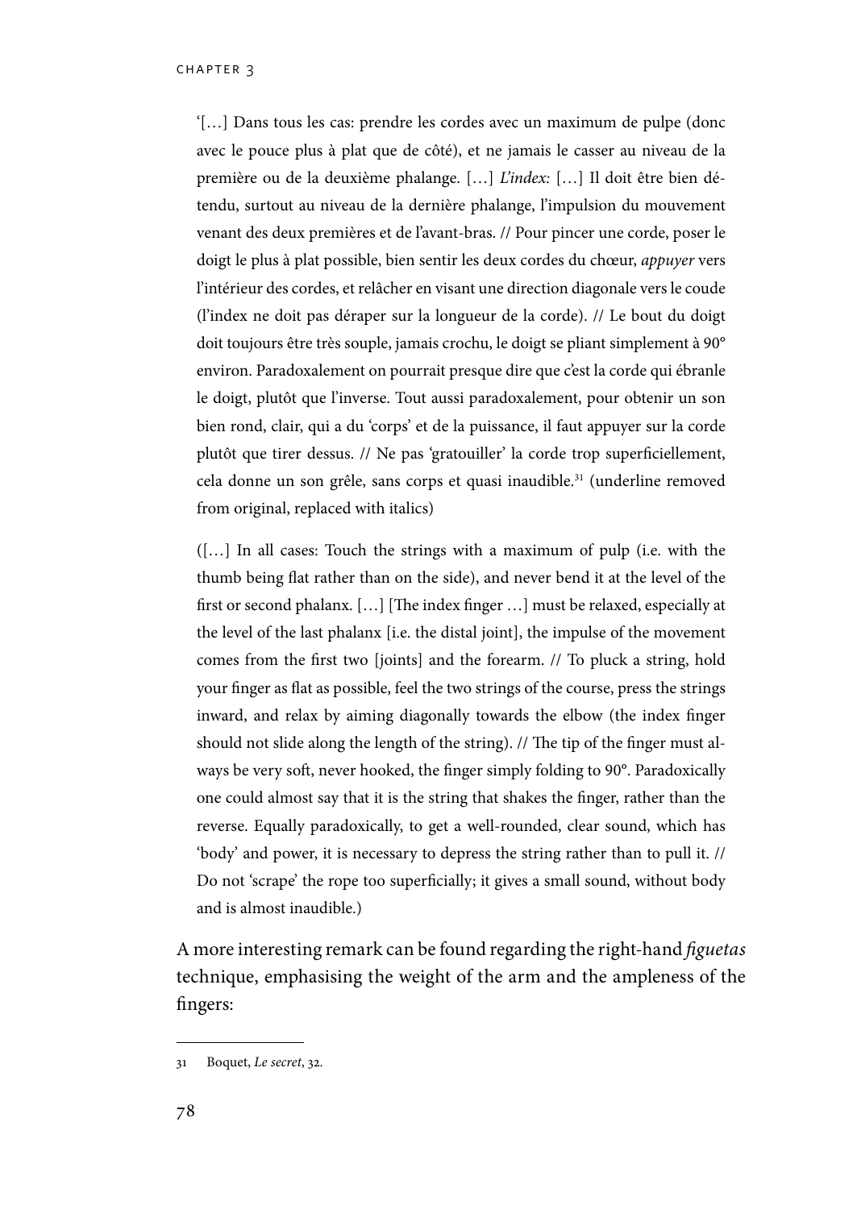'[…] Dans tous les cas: prendre les cordes avec un maximum de pulpe (donc avec le pouce plus à plat que de côté), et ne jamais le casser au niveau de la première ou de la deuxième phalange. […] *L'index:* […] Il doit être bien détendu, surtout au niveau de la dernière phalange, l'impulsion du mouvement venant des deux premières et de l'avant-bras. // Pour pincer une corde, poser le doigt le plus à plat possible, bien sentir les deux cordes du chœur, *appuyer* vers l'intérieur des cordes, et relâcher en visant une direction diagonale vers le coude (l'index ne doit pas déraper sur la longueur de la corde). // Le bout du doigt doit toujours être très souple, jamais crochu, le doigt se pliant simplement à 90° environ. Paradoxalement on pourrait presque dire que c'est la corde qui ébranle le doigt, plutôt que l'inverse. Tout aussi paradoxalement, pour obtenir un son bien rond, clair, qui a du 'corps' et de la puissance, il faut appuyer sur la corde plutôt que tirer dessus. // Ne pas 'gratouiller' la corde trop superficiellement, cela donne un son grêle, sans corps et quasi inaudible.[31] (underline removed from original, replaced with italics)

([…] In all cases: Touch the strings with a maximum of pulp (i.e. with the thumb being flat rather than on the side), and never bend it at the level of the first or second phalanx. […] [The index finger …] must be relaxed, especially at the level of the last phalanx [i.e. the distal joint], the impulse of the movement comes from the first two [joints] and the forearm. // To pluck a string, hold your finger as flat as possible, feel the two strings of the course, press the strings inward, and relax by aiming diagonally towards the elbow (the index finger should not slide along the length of the string). // The tip of the finger must always be very soft, never hooked, the finger simply folding to 90°. Paradoxically one could almost say that it is the string that shakes the finger, rather than the reverse. Equally paradoxically, to get a well-rounded, clear sound, which has 'body' and power, it is necessary to depress the string rather than to pull it. // Do not 'scrape' the rope too superficially; it gives a small sound, without body and is almost inaudible.)

A more interesting remark can be found regarding the right-hand *figuetas* technique, emphasising the weight of the arm and the ampleness of the fingers:

---

31 Boquet, *Le secret*, 32.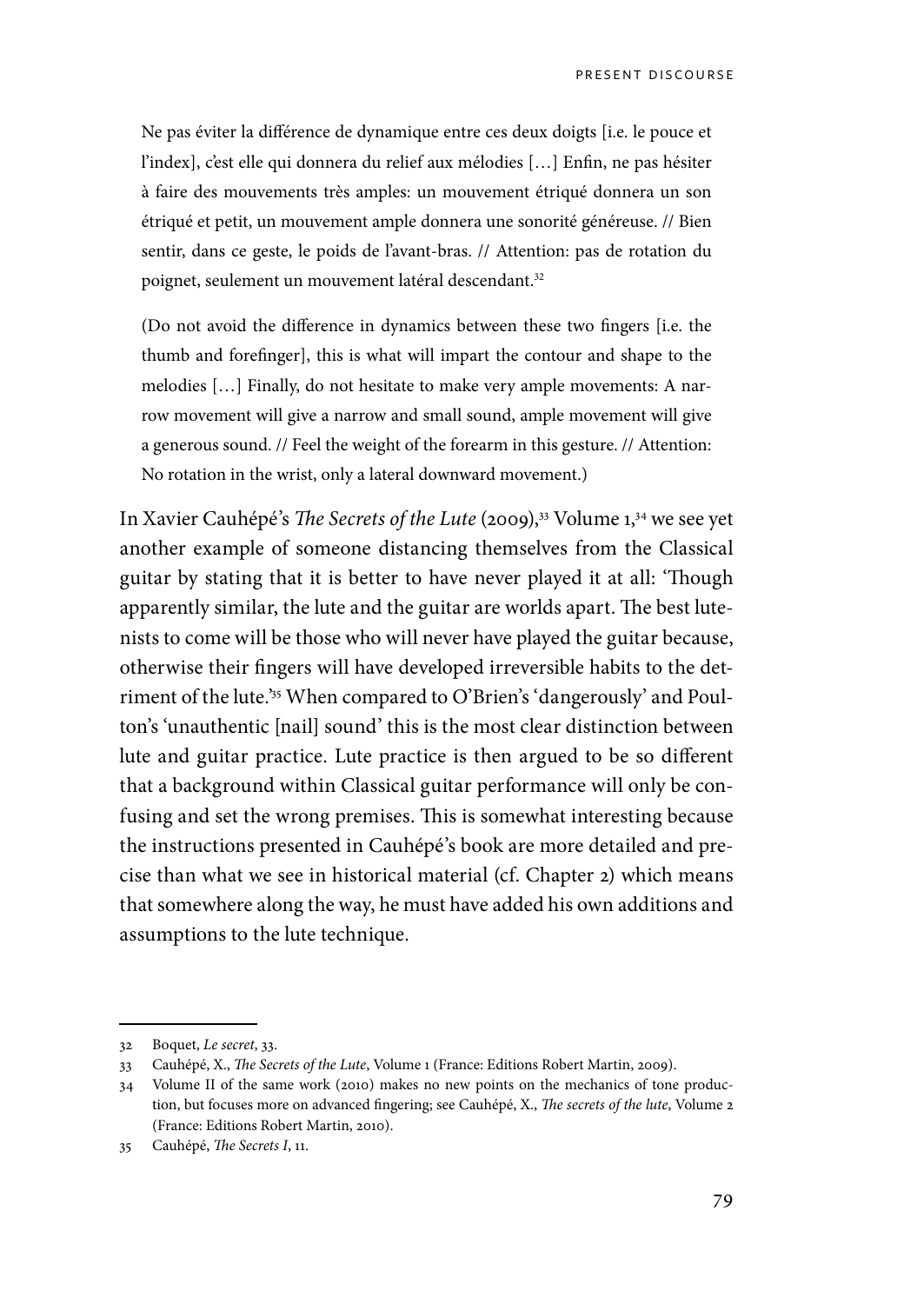> Ne pas éviter la différence de dynamique entre ces deux doigts [i.e. le pouce et l'index], c'est elle qui donnera du relief aux mélodies […] Enfin, ne pas hésiter à faire des mouvements très amples: un mouvement étriqué donnera un son étriqué et petit, un mouvement ample donnera une sonorité généreuse. // Bien sentir, dans ce geste, le poids de l'avant-bras. // Attention: pas de rotation du poignet, seulement un mouvement latéral descendant.[32]
>
> (Do not avoid the difference in dynamics between these two fingers [i.e. the thumb and forefinger], this is what will impart the contour and shape to the melodies […] Finally, do not hesitate to make very ample movements: A narrow movement will give a narrow and small sound, ample movement will give a generous sound. // Feel the weight of the forearm in this gesture. // Attention: No rotation in the wrist, only a lateral downward movement.)

In Xavier Cauhépé's *The Secrets of the Lute* (2009),[33] Volume 1,[34] we see yet another example of someone distancing themselves from the Classical guitar by stating that it is better to have never played it at all: 'Though apparently similar, the lute and the guitar are worlds apart. The best lutenists to come will be those who will never have played the guitar because, otherwise their fingers will have developed irreversible habits to the detriment of the lute.'[35] When compared to O'Brien's 'dangerously' and Poulton's 'unauthentic [nail] sound' this is the most clear distinction between lute and guitar practice. Lute practice is then argued to be so different that a background within Classical guitar performance will only be confusing and set the wrong premises. This is somewhat interesting because the instructions presented in Cauhépé's book are more detailed and precise than what we see in historical material (cf. Chapter 2) which means that somewhere along the way, he must have added his own additions and assumptions to the lute technique.

---

32 Boquet, *Le secret*, 33.

33 Cauhépé, X., *The Secrets of the Lute*, Volume 1 (France: Editions Robert Martin, 2009).

34 Volume II of the same work (2010) makes no new points on the mechanics of tone production, but focuses more on advanced fingering; see Cauhépé, X., *The secrets of the lute*, Volume 2 (France: Editions Robert Martin, 2010).

35 Cauhépé, *The Secrets I*, 11.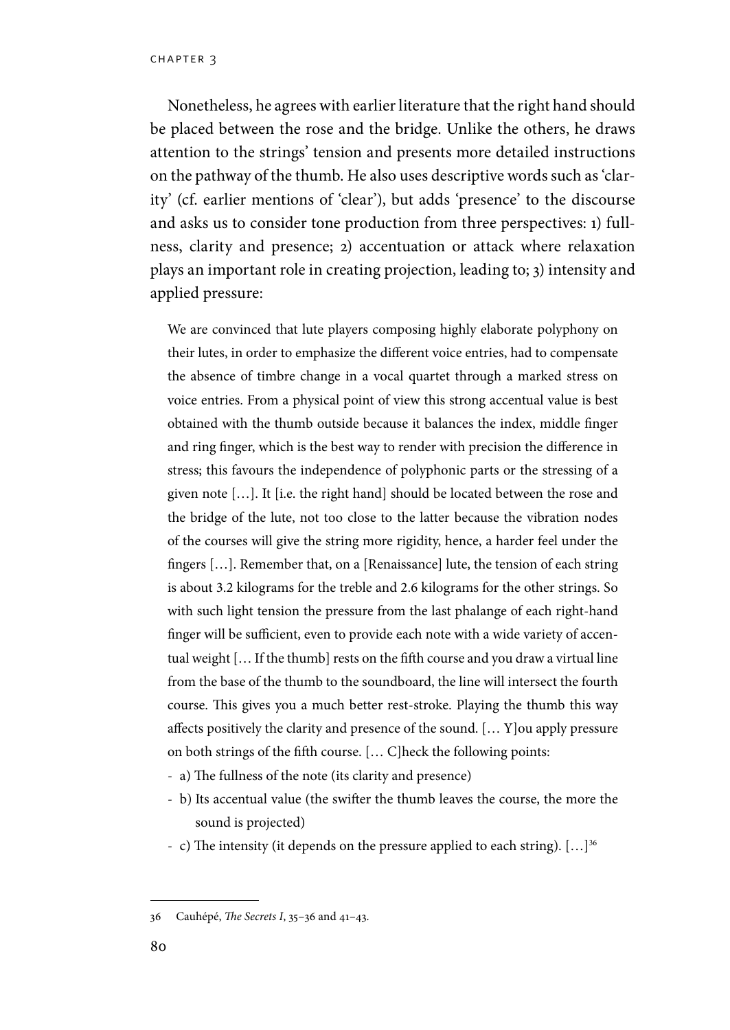Nonetheless, he agrees with earlier literature that the right hand should be placed between the rose and the bridge. Unlike the others, he draws attention to the strings' tension and presents more detailed instructions on the pathway of the thumb. He also uses descriptive words such as 'clarity' (cf. earlier mentions of 'clear'), but adds 'presence' to the discourse and asks us to consider tone production from three perspectives: 1) fullness, clarity and presence; 2) accentuation or attack where relaxation plays an important role in creating projection, leading to; 3) intensity and applied pressure:

> We are convinced that lute players composing highly elaborate polyphony on their lutes, in order to emphasize the different voice entries, had to compensate the absence of timbre change in a vocal quartet through a marked stress on voice entries. From a physical point of view this strong accentual value is best obtained with the thumb outside because it balances the index, middle finger and ring finger, which is the best way to render with precision the difference in stress; this favours the independence of polyphonic parts or the stressing of a given note […]. It [i.e. the right hand] should be located between the rose and the bridge of the lute, not too close to the latter because the vibration nodes of the courses will give the string more rigidity, hence, a harder feel under the fingers […]. Remember that, on a [Renaissance] lute, the tension of each string is about 3.2 kilograms for the treble and 2.6 kilograms for the other strings. So with such light tension the pressure from the last phalange of each right-hand finger will be sufficient, even to provide each note with a wide variety of accentual weight [… If the thumb] rests on the fifth course and you draw a virtual line from the base of the thumb to the soundboard, the line will intersect the fourth course. This gives you a much better rest-stroke. Playing the thumb this way affects positively the clarity and presence of the sound. [… Y]ou apply pressure on both strings of the fifth course. [… C]heck the following points:
>
> - a) The fullness of the note (its clarity and presence)
> - b) Its accentual value (the swifter the thumb leaves the course, the more the sound is projected)
> - c) The intensity (it depends on the pressure applied to each string). […][36]

---

36 Cauhépé, *The Secrets I*, 35–36 and 41–43.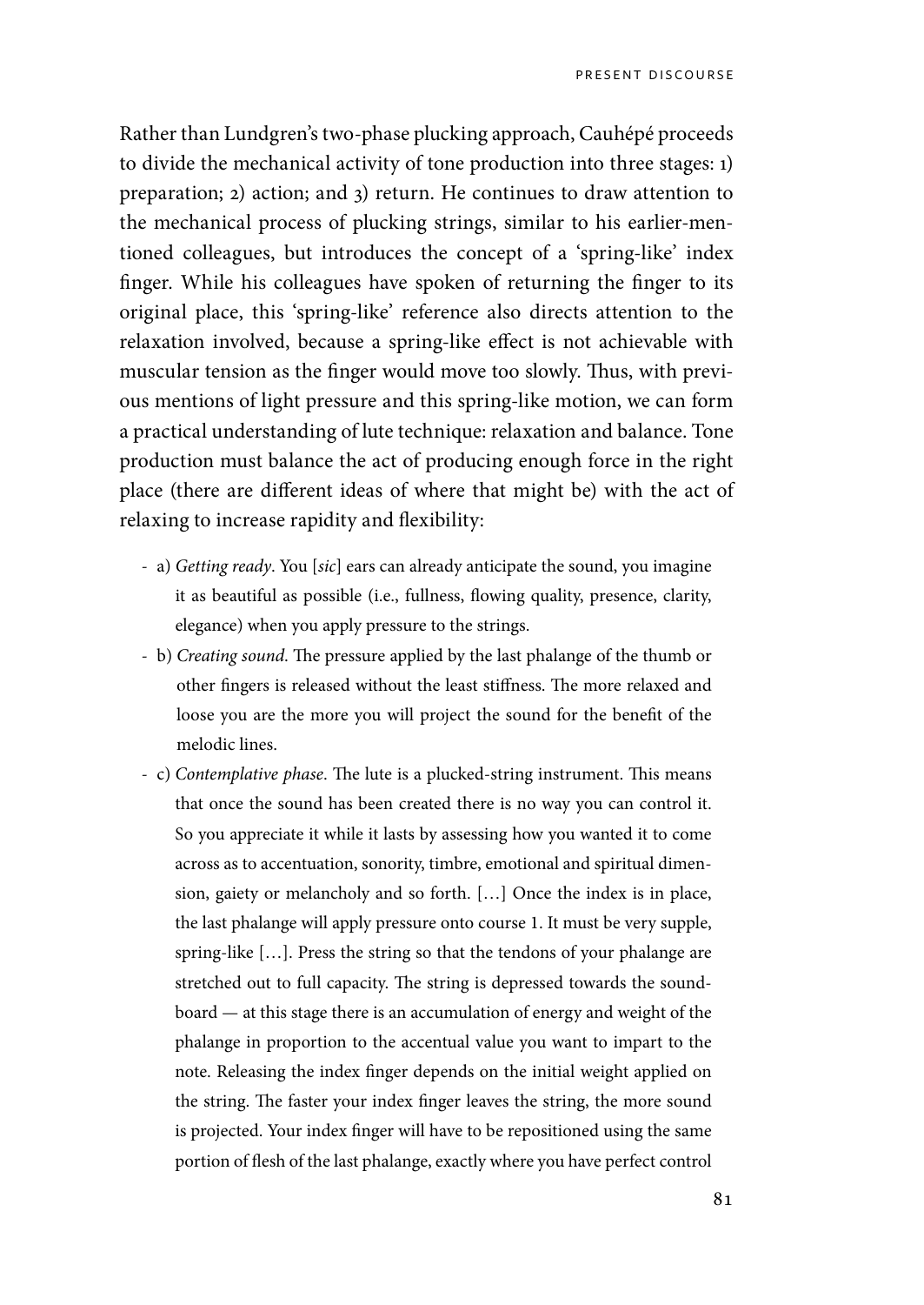Rather than Lundgren's two-phase plucking approach, Cauhépé proceeds to divide the mechanical activity of tone production into three stages: 1) preparation; 2) action; and 3) return. He continues to draw attention to the mechanical process of plucking strings, similar to his earlier-mentioned colleagues, but introduces the concept of a 'spring-like' index finger. While his colleagues have spoken of returning the finger to its original place, this 'spring-like' reference also directs attention to the relaxation involved, because a spring-like effect is not achievable with muscular tension as the finger would move too slowly. Thus, with previous mentions of light pressure and this spring-like motion, we can form a practical understanding of lute technique: relaxation and balance. Tone production must balance the act of producing enough force in the right place (there are different ideas of where that might be) with the act of relaxing to increase rapidity and flexibility:

- a) *Getting ready*. You [*sic*] ears can already anticipate the sound, you imagine it as beautiful as possible (i.e., fullness, flowing quality, presence, clarity, elegance) when you apply pressure to the strings.
- b) *Creating sound*. The pressure applied by the last phalange of the thumb or other fingers is released without the least stiffness. The more relaxed and loose you are the more you will project the sound for the benefit of the melodic lines.
- c) *Contemplative phase*. The lute is a plucked-string instrument. This means that once the sound has been created there is no way you can control it. So you appreciate it while it lasts by assessing how you wanted it to come across as to accentuation, sonority, timbre, emotional and spiritual dimension, gaiety or melancholy and so forth. […] Once the index is in place, the last phalange will apply pressure onto course 1. It must be very supple, spring-like […]. Press the string so that the tendons of your phalange are stretched out to full capacity. The string is depressed towards the soundboard — at this stage there is an accumulation of energy and weight of the phalange in proportion to the accentual value you want to impart to the note. Releasing the index finger depends on the initial weight applied on the string. The faster your index finger leaves the string, the more sound is projected. Your index finger will have to be repositioned using the same portion of flesh of the last phalange, exactly where you have perfect control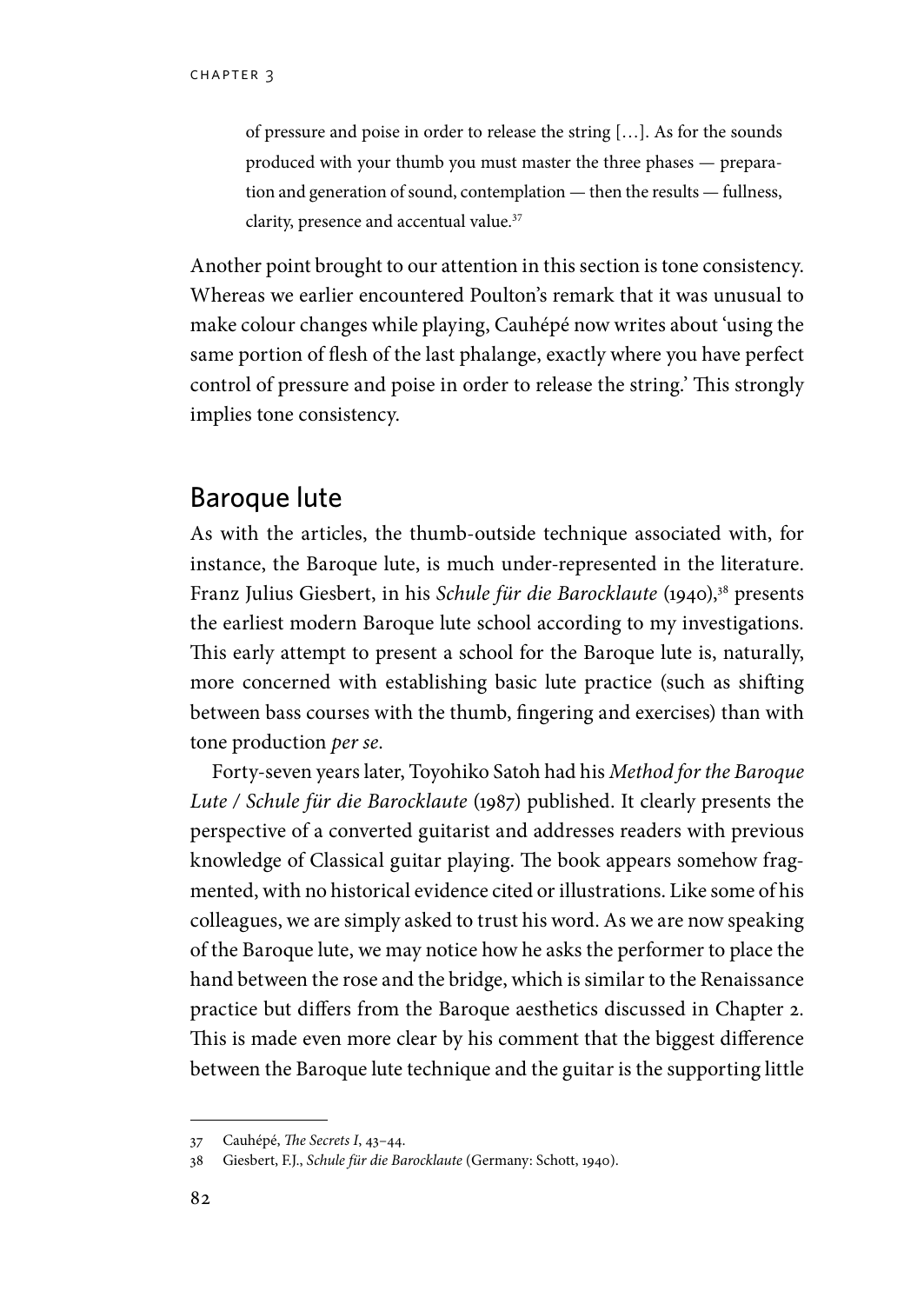> of pressure and poise in order to release the string […]. As for the sounds produced with your thumb you must master the three phases — preparation and generation of sound, contemplation — then the results — fullness, clarity, presence and accentual value.[37]

Another point brought to our attention in this section is tone consistency. Whereas we earlier encountered Poulton's remark that it was unusual to make colour changes while playing, Cauhépé now writes about 'using the same portion of flesh of the last phalange, exactly where you have perfect control of pressure and poise in order to release the string.' This strongly implies tone consistency.

## Baroque lute

As with the articles, the thumb-outside technique associated with, for instance, the Baroque lute, is much under-represented in the literature. Franz Julius Giesbert, in his *Schule für die Barocklaute* (1940),[38] presents the earliest modern Baroque lute school according to my investigations. This early attempt to present a school for the Baroque lute is, naturally, more concerned with establishing basic lute practice (such as shifting between bass courses with the thumb, fingering and exercises) than with tone production *per se*.

Forty-seven years later, Toyohiko Satoh had his *Method for the Baroque Lute / Schule für die Barocklaute* (1987) published. It clearly presents the perspective of a converted guitarist and addresses readers with previous knowledge of Classical guitar playing. The book appears somehow fragmented, with no historical evidence cited or illustrations. Like some of his colleagues, we are simply asked to trust his word. As we are now speaking of the Baroque lute, we may notice how he asks the performer to place the hand between the rose and the bridge, which is similar to the Renaissance practice but differs from the Baroque aesthetics discussed in Chapter 2. This is made even more clear by his comment that the biggest difference between the Baroque lute technique and the guitar is the supporting little

---

37 Cauhépé, *The Secrets I*, 43–44.

38 Giesbert, F.J., *Schule für die Barocklaute* (Germany: Schott, 1940).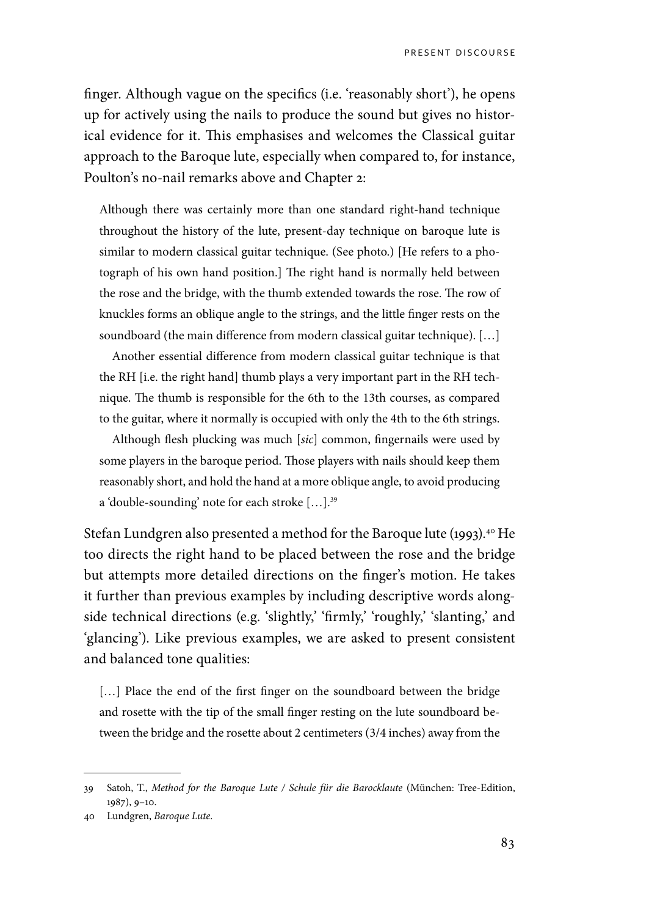finger. Although vague on the specifics (i.e. 'reasonably short'), he opens up for actively using the nails to produce the sound but gives no historical evidence for it. This emphasises and welcomes the Classical guitar approach to the Baroque lute, especially when compared to, for instance, Poulton's no-nail remarks above and Chapter 2:

> Although there was certainly more than one standard right-hand technique throughout the history of the lute, present-day technique on baroque lute is similar to modern classical guitar technique. (See photo.) [He refers to a photograph of his own hand position.] The right hand is normally held between the rose and the bridge, with the thumb extended towards the rose. The row of knuckles forms an oblique angle to the strings, and the little finger rests on the soundboard (the main difference from modern classical guitar technique). […]
>
> Another essential difference from modern classical guitar technique is that the RH [i.e. the right hand] thumb plays a very important part in the RH technique. The thumb is responsible for the 6th to the 13th courses, as compared to the guitar, where it normally is occupied with only the 4th to the 6th strings.
>
> Although flesh plucking was much [*sic*] common, fingernails were used by some players in the baroque period. Those players with nails should keep them reasonably short, and hold the hand at a more oblique angle, to avoid producing a 'double-sounding' note for each stroke […].[39]

Stefan Lundgren also presented a method for the Baroque lute (1993).[40] He too directs the right hand to be placed between the rose and the bridge but attempts more detailed directions on the finger's motion. He takes it further than previous examples by including descriptive words alongside technical directions (e.g. 'slightly,' 'firmly,' 'roughly,' 'slanting,' and 'glancing'). Like previous examples, we are asked to present consistent and balanced tone qualities:

> […] Place the end of the first finger on the soundboard between the bridge and rosette with the tip of the small finger resting on the lute soundboard between the bridge and the rosette about 2 centimeters (3/4 inches) away from the

---

39 Satoh, T., *Method for the Baroque Lute / Schule für die Barocklaute* (München: Tree-Edition, 1987), 9–10.

40 Lundgren, *Baroque Lute*.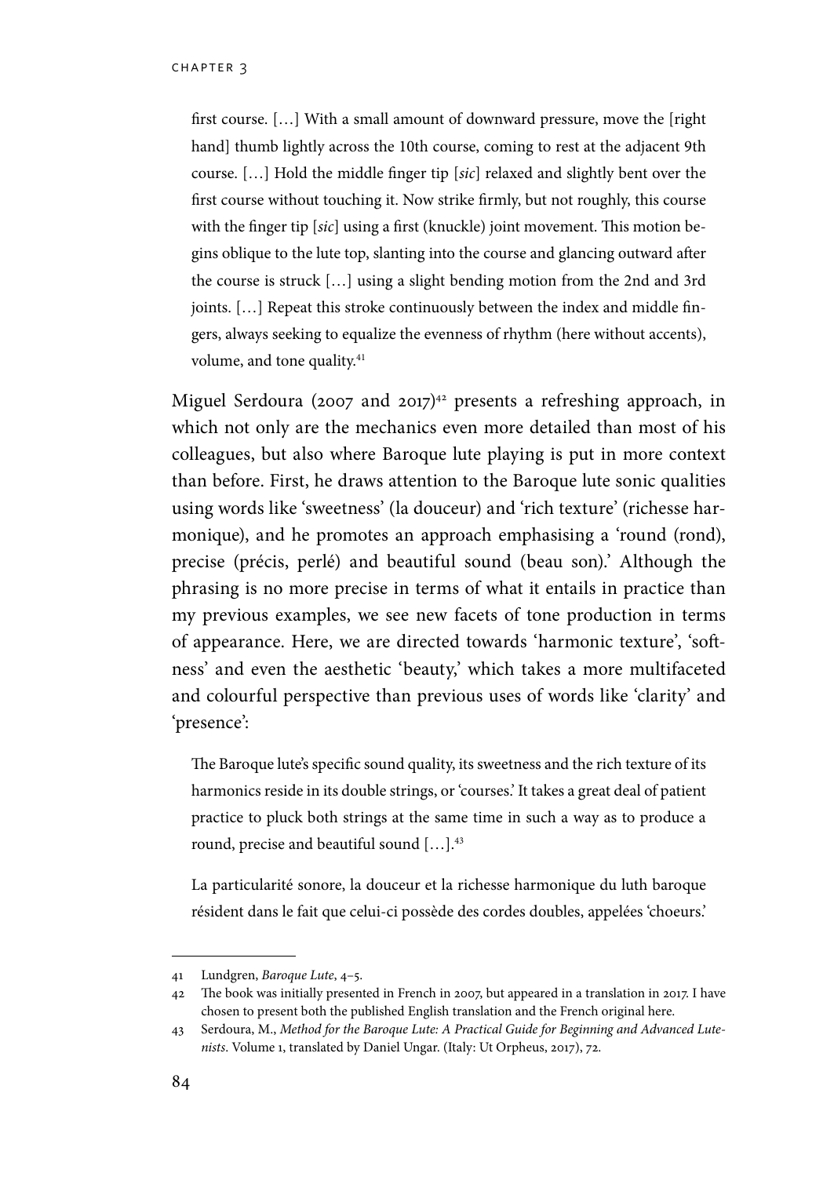first course. […] With a small amount of downward pressure, move the [right hand] thumb lightly across the 10th course, coming to rest at the adjacent 9th course. […] Hold the middle finger tip [*sic*] relaxed and slightly bent over the first course without touching it. Now strike firmly, but not roughly, this course with the finger tip [*sic*] using a first (knuckle) joint movement. This motion begins oblique to the lute top, slanting into the course and glancing outward after the course is struck […] using a slight bending motion from the 2nd and 3rd joints. […] Repeat this stroke continuously between the index and middle fingers, always seeking to equalize the evenness of rhythm (here without accents), volume, and tone quality.[41]

Miguel Serdoura (2007 and 2017)[42] presents a refreshing approach, in which not only are the mechanics even more detailed than most of his colleagues, but also where Baroque lute playing is put in more context than before. First, he draws attention to the Baroque lute sonic qualities using words like 'sweetness' (la douceur) and 'rich texture' (richesse harmonique), and he promotes an approach emphasising a 'round (rond), precise (précis, perlé) and beautiful sound (beau son).' Although the phrasing is no more precise in terms of what it entails in practice than my previous examples, we see new facets of tone production in terms of appearance. Here, we are directed towards 'harmonic texture', 'softness' and even the aesthetic 'beauty,' which takes a more multifaceted and colourful perspective than previous uses of words like 'clarity' and 'presence':

> The Baroque lute's specific sound quality, its sweetness and the rich texture of its harmonics reside in its double strings, or 'courses.' It takes a great deal of patient practice to pluck both strings at the same time in such a way as to produce a round, precise and beautiful sound […].[43]

> La particularité sonore, la douceur et la richesse harmonique du luth baroque résident dans le fait que celui-ci possède des cordes doubles, appelées 'choeurs.'

---

41 Lundgren, *Baroque Lute*, 4–5.

42 The book was initially presented in French in 2007, but appeared in a translation in 2017. I have chosen to present both the published English translation and the French original here.

43 Serdoura, M., *Method for the Baroque Lute: A Practical Guide for Beginning and Advanced Lutenists*. Volume 1, translated by Daniel Ungar. (Italy: Ut Orpheus, 2017), 72.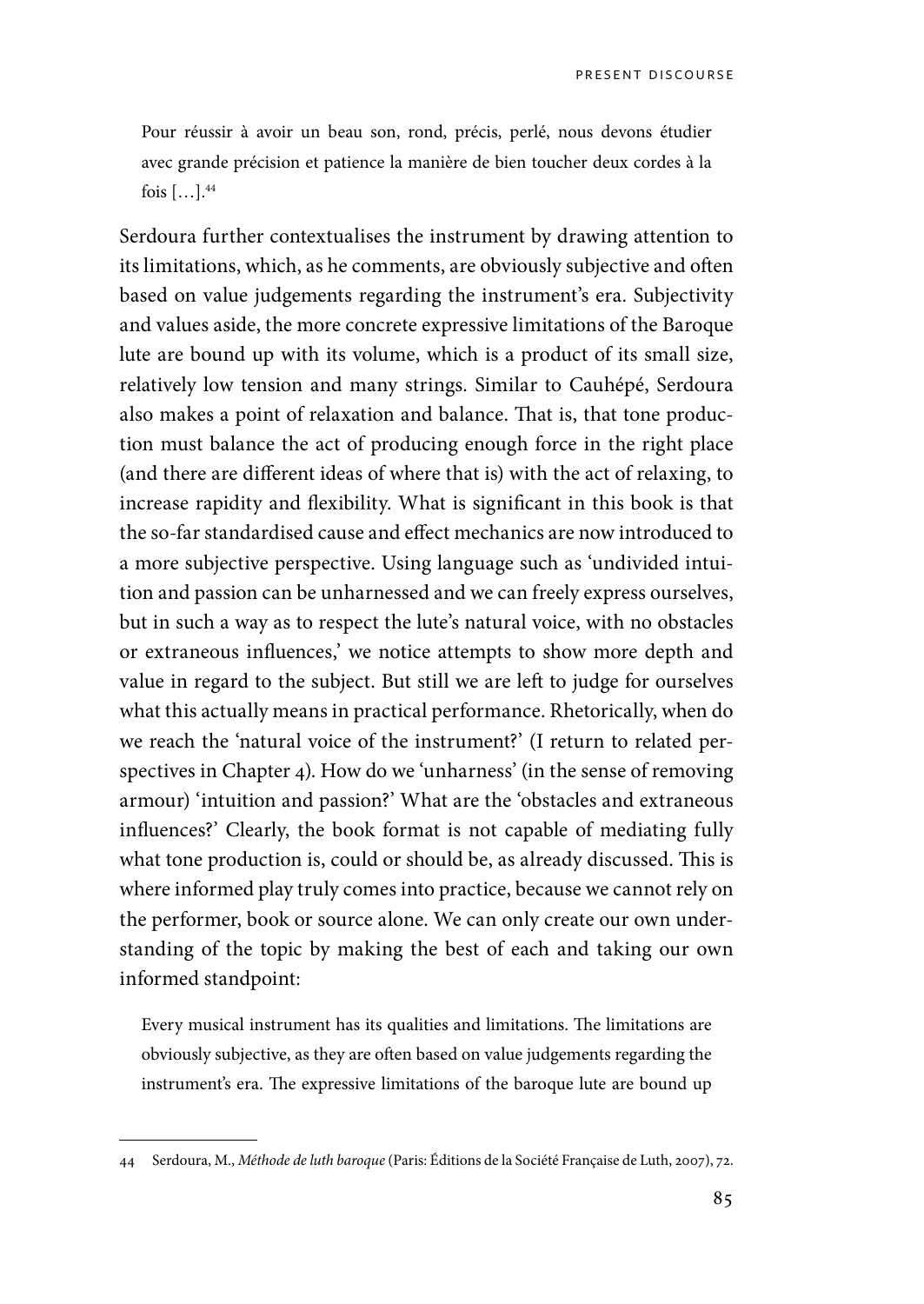> Pour réussir à avoir un beau son, rond, précis, perlé, nous devons étudier avec grande précision et patience la manière de bien toucher deux cordes à la fois […].[44]

Serdoura further contextualises the instrument by drawing attention to its limitations, which, as he comments, are obviously subjective and often based on value judgements regarding the instrument's era. Subjectivity and values aside, the more concrete expressive limitations of the Baroque lute are bound up with its volume, which is a product of its small size, relatively low tension and many strings. Similar to Cauhépé, Serdoura also makes a point of relaxation and balance. That is, that tone production must balance the act of producing enough force in the right place (and there are different ideas of where that is) with the act of relaxing, to increase rapidity and flexibility. What is significant in this book is that the so-far standardised cause and effect mechanics are now introduced to a more subjective perspective. Using language such as 'undivided intuition and passion can be unharnessed and we can freely express ourselves, but in such a way as to respect the lute's natural voice, with no obstacles or extraneous influences,' we notice attempts to show more depth and value in regard to the subject. But still we are left to judge for ourselves what this actually means in practical performance. Rhetorically, when do we reach the 'natural voice of the instrument?' (I return to related perspectives in Chapter 4). How do we 'unharness' (in the sense of removing armour) 'intuition and passion?' What are the 'obstacles and extraneous influences?' Clearly, the book format is not capable of mediating fully what tone production is, could or should be, as already discussed. This is where informed play truly comes into practice, because we cannot rely on the performer, book or source alone. We can only create our own understanding of the topic by making the best of each and taking our own informed standpoint:

> Every musical instrument has its qualities and limitations. The limitations are obviously subjective, as they are often based on value judgements regarding the instrument's era. The expressive limitations of the baroque lute are bound up

44 Serdoura, M., *Méthode de luth baroque* (Paris: Éditions de la Société Française de Luth, 2007), 72.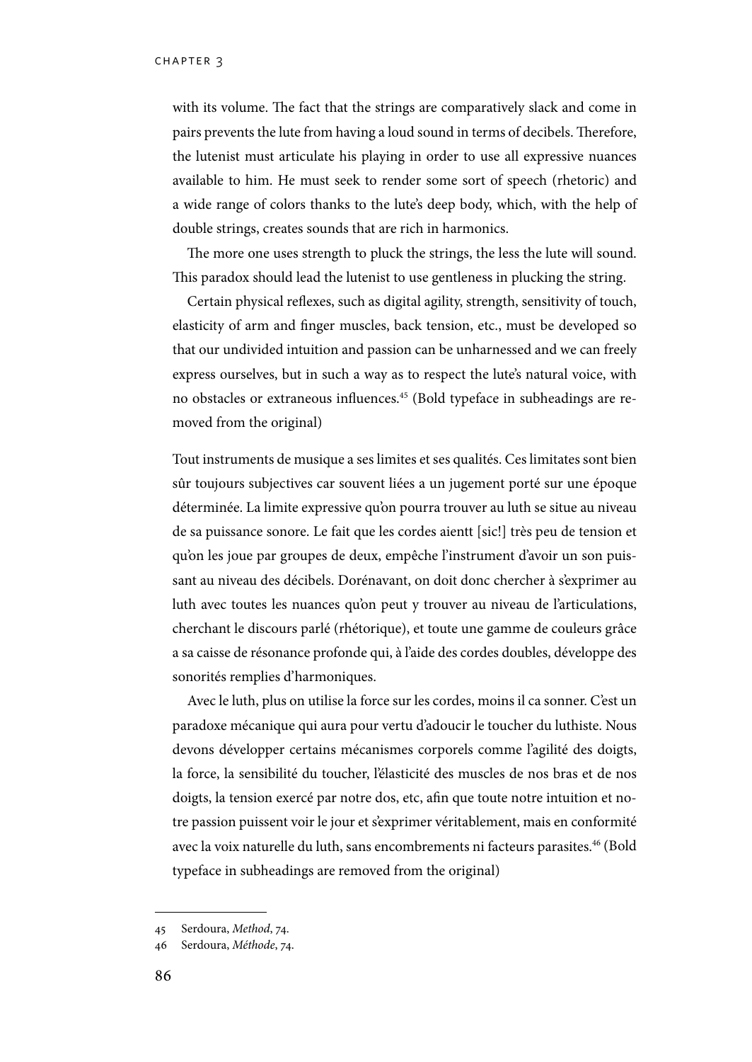with its volume. The fact that the strings are comparatively slack and come in pairs prevents the lute from having a loud sound in terms of decibels. Therefore, the lutenist must articulate his playing in order to use all expressive nuances available to him. He must seek to render some sort of speech (rhetoric) and a wide range of colors thanks to the lute's deep body, which, with the help of double strings, creates sounds that are rich in harmonics.

The more one uses strength to pluck the strings, the less the lute will sound. This paradox should lead the lutenist to use gentleness in plucking the string.

Certain physical reflexes, such as digital agility, strength, sensitivity of touch, elasticity of arm and finger muscles, back tension, etc., must be developed so that our undivided intuition and passion can be unharnessed and we can freely express ourselves, but in such a way as to respect the lute's natural voice, with no obstacles or extraneous influences.[45] (Bold typeface in subheadings are removed from the original)

Tout instruments de musique a ses limites et ses qualités. Ces limitates sont bien sûr toujours subjectives car souvent liées a un jugement porté sur une époque déterminée. La limite expressive qu'on pourra trouver au luth se situe au niveau de sa puissance sonore. Le fait que les cordes aientt [sic!] très peu de tension et qu'on les joue par groupes de deux, empêche l'instrument d'avoir un son puissant au niveau des décibels. Dorénavant, on doit donc chercher à s'exprimer au luth avec toutes les nuances qu'on peut y trouver au niveau de l'articulations, cherchant le discours parlé (rhétorique), et toute une gamme de couleurs grâce a sa caisse de résonance profonde qui, à l'aide des cordes doubles, développe des sonorités remplies d'harmoniques.

Avec le luth, plus on utilise la force sur les cordes, moins il ca sonner. C'est un paradoxe mécanique qui aura pour vertu d'adoucir le toucher du luthiste. Nous devons développer certains mécanismes corporels comme l'agilité des doigts, la force, la sensibilité du toucher, l'élasticité des muscles de nos bras et de nos doigts, la tension exercé par notre dos, etc, afin que toute notre intuition et notre passion puissent voir le jour et s'exprimer véritablement, mais en conformité avec la voix naturelle du luth, sans encombrements ni facteurs parasites.[46] (Bold typeface in subheadings are removed from the original)

---

45 Serdoura, *Method*, 74.

46 Serdoura, *Méthode*, 74.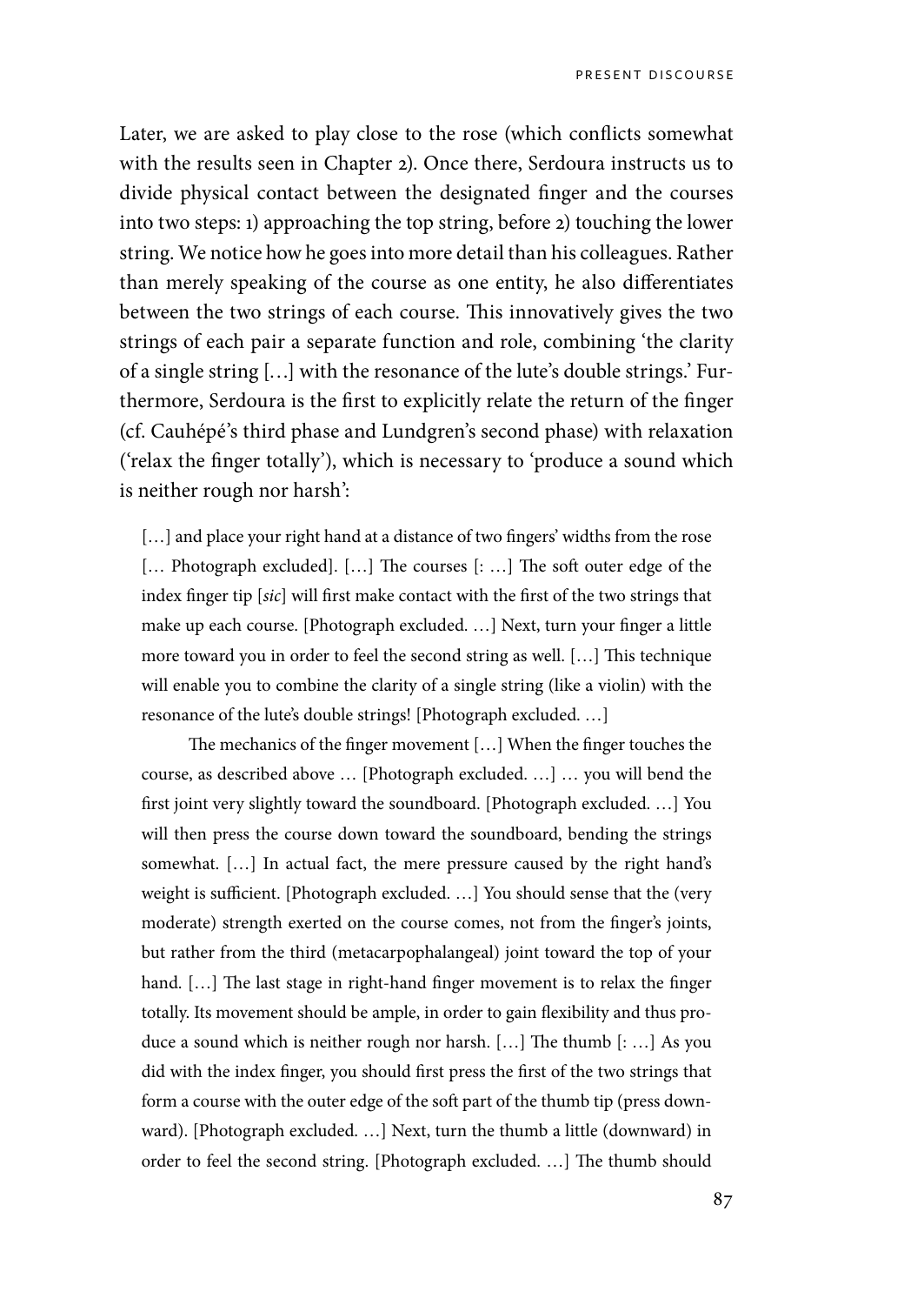Later, we are asked to play close to the rose (which conflicts somewhat with the results seen in Chapter 2). Once there, Serdoura instructs us to divide physical contact between the designated finger and the courses into two steps: 1) approaching the top string, before 2) touching the lower string. We notice how he goes into more detail than his colleagues. Rather than merely speaking of the course as one entity, he also differentiates between the two strings of each course. This innovatively gives the two strings of each pair a separate function and role, combining 'the clarity of a single string […] with the resonance of the lute's double strings.' Furthermore, Serdoura is the first to explicitly relate the return of the finger (cf. Cauhépé's third phase and Lundgren's second phase) with relaxation ('relax the finger totally'), which is necessary to 'produce a sound which is neither rough nor harsh':

> […] and place your right hand at a distance of two fingers' widths from the rose [… Photograph excluded]. […] The courses [: …] The soft outer edge of the index finger tip [*sic*] will first make contact with the first of the two strings that make up each course. [Photograph excluded. …] Next, turn your finger a little more toward you in order to feel the second string as well. […] This technique will enable you to combine the clarity of a single string (like a violin) with the resonance of the lute's double strings! [Photograph excluded. …]
>
> The mechanics of the finger movement […] When the finger touches the course, as described above … [Photograph excluded. …] … you will bend the first joint very slightly toward the soundboard. [Photograph excluded. …] You will then press the course down toward the soundboard, bending the strings somewhat. […] In actual fact, the mere pressure caused by the right hand's weight is sufficient. [Photograph excluded. …] You should sense that the (very moderate) strength exerted on the course comes, not from the finger's joints, but rather from the third (metacarpophalangeal) joint toward the top of your hand. […] The last stage in right-hand finger movement is to relax the finger totally. Its movement should be ample, in order to gain flexibility and thus produce a sound which is neither rough nor harsh. […] The thumb [: …] As you did with the index finger, you should first press the first of the two strings that form a course with the outer edge of the soft part of the thumb tip (press downward). [Photograph excluded. …] Next, turn the thumb a little (downward) in order to feel the second string. [Photograph excluded. …] The thumb should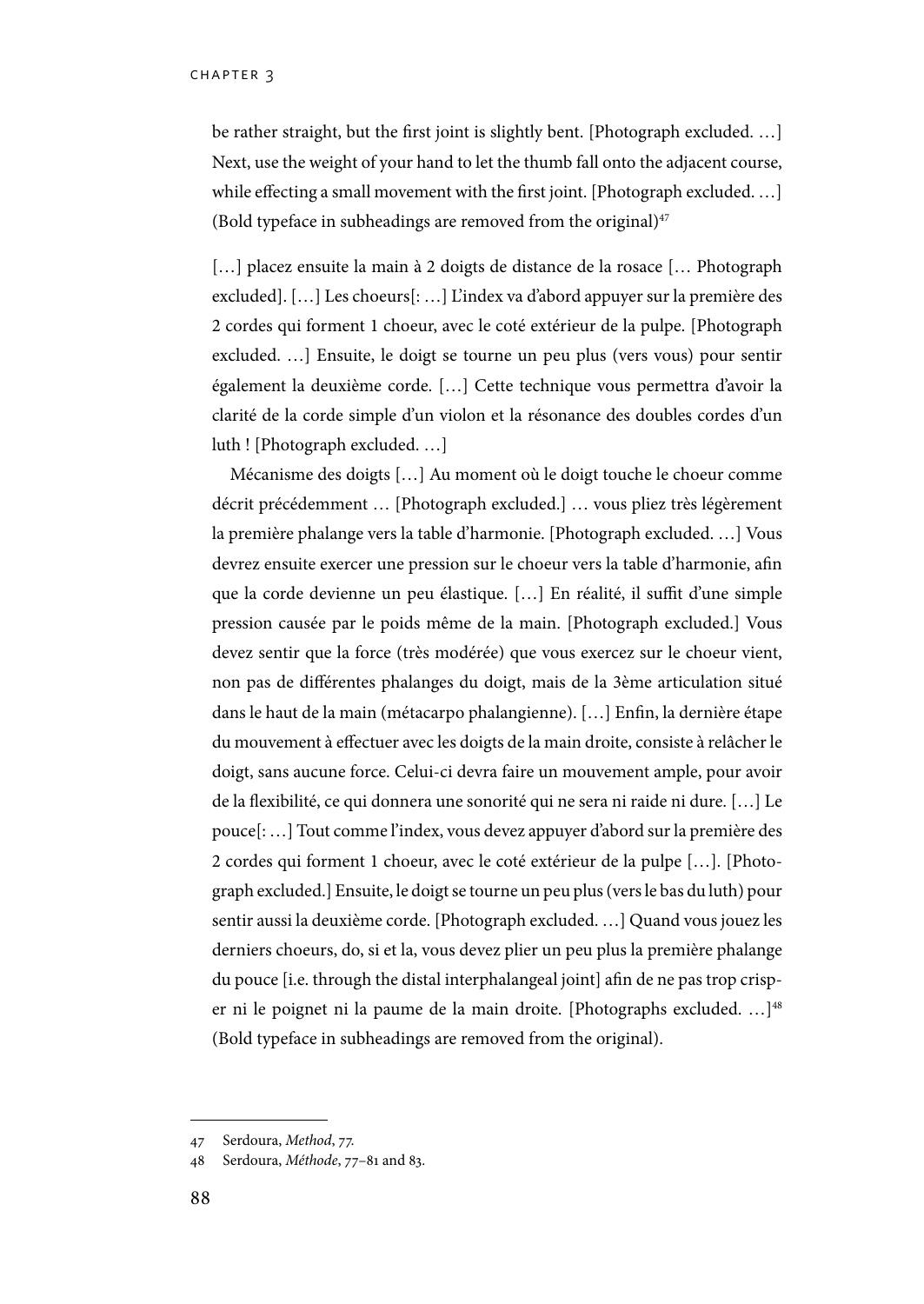be rather straight, but the first joint is slightly bent. [Photograph excluded. …] Next, use the weight of your hand to let the thumb fall onto the adjacent course, while effecting a small movement with the first joint. [Photograph excluded. …] (Bold typeface in subheadings are removed from the original)[47]

[…] placez ensuite la main à 2 doigts de distance de la rosace [… Photograph excluded]. […] Les choeurs[: …] L'index va d'abord appuyer sur la première des 2 cordes qui forment 1 choeur, avec le coté extérieur de la pulpe. [Photograph excluded. …] Ensuite, le doigt se tourne un peu plus (vers vous) pour sentir également la deuxième corde. […] Cette technique vous permettra d'avoir la clarité de la corde simple d'un violon et la résonance des doubles cordes d'un luth ! [Photograph excluded. …]

Mécanisme des doigts […] Au moment où le doigt touche le choeur comme décrit précédemment … [Photograph excluded.] … vous pliez très légèrement la première phalange vers la table d'harmonie. [Photograph excluded. …] Vous devrez ensuite exercer une pression sur le choeur vers la table d'harmonie, afin que la corde devienne un peu élastique. […] En réalité, il suffit d'une simple pression causée par le poids même de la main. [Photograph excluded.] Vous devez sentir que la force (très modérée) que vous exercez sur le choeur vient, non pas de différentes phalanges du doigt, mais de la 3ème articulation situé dans le haut de la main (métacarpo phalangienne). […] Enfin, la dernière étape du mouvement à effectuer avec les doigts de la main droite, consiste à relâcher le doigt, sans aucune force. Celui-ci devra faire un mouvement ample, pour avoir de la flexibilité, ce qui donnera une sonorité qui ne sera ni raide ni dure. […] Le pouce[: …] Tout comme l'index, vous devez appuyer d'abord sur la première des 2 cordes qui forment 1 choeur, avec le coté extérieur de la pulpe […]. [Photograph excluded.] Ensuite, le doigt se tourne un peu plus (vers le bas du luth) pour sentir aussi la deuxième corde. [Photograph excluded. …] Quand vous jouez les derniers choeurs, do, si et la, vous devez plier un peu plus la première phalange du pouce [i.e. through the distal interphalangeal joint] afin de ne pas trop crisper ni le poignet ni la paume de la main droite. [Photographs excluded. …][48] (Bold typeface in subheadings are removed from the original).

---

47 Serdoura, *Method*, 77.

48 Serdoura, *Méthode*, 77–81 and 83.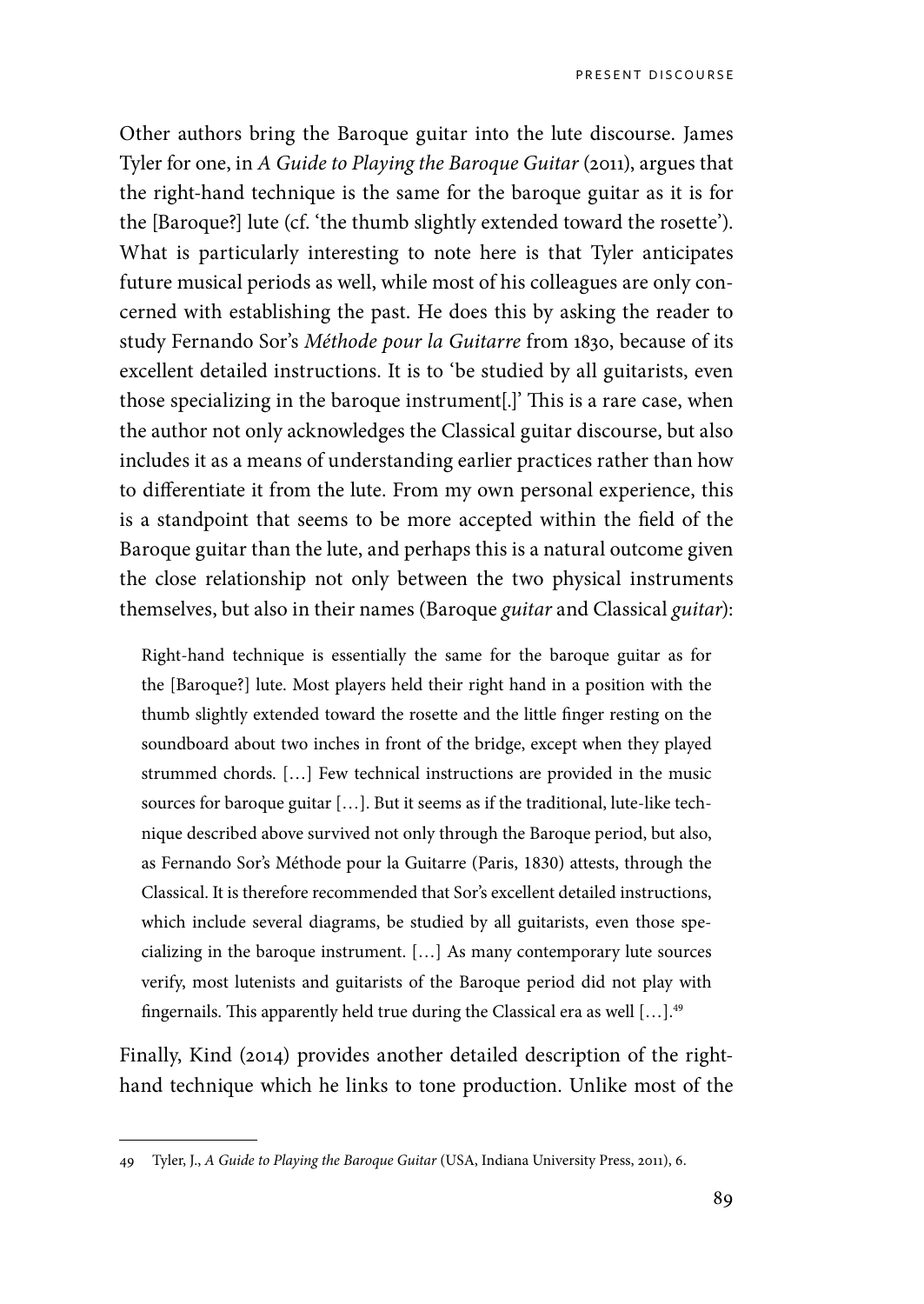Other authors bring the Baroque guitar into the lute discourse. James Tyler for one, in *A Guide to Playing the Baroque Guitar* (2011), argues that the right-hand technique is the same for the baroque guitar as it is for the [Baroque?] lute (cf. 'the thumb slightly extended toward the rosette'). What is particularly interesting to note here is that Tyler anticipates future musical periods as well, while most of his colleagues are only concerned with establishing the past. He does this by asking the reader to study Fernando Sor's *Méthode pour la Guitarre* from 1830, because of its excellent detailed instructions. It is to 'be studied by all guitarists, even those specializing in the baroque instrument[.]' This is a rare case, when the author not only acknowledges the Classical guitar discourse, but also includes it as a means of understanding earlier practices rather than how to differentiate it from the lute. From my own personal experience, this is a standpoint that seems to be more accepted within the field of the Baroque guitar than the lute, and perhaps this is a natural outcome given the close relationship not only between the two physical instruments themselves, but also in their names (Baroque *guitar* and Classical *guitar*):

> Right-hand technique is essentially the same for the baroque guitar as for the [Baroque?] lute. Most players held their right hand in a position with the thumb slightly extended toward the rosette and the little finger resting on the soundboard about two inches in front of the bridge, except when they played strummed chords. […] Few technical instructions are provided in the music sources for baroque guitar […]. But it seems as if the traditional, lute-like technique described above survived not only through the Baroque period, but also, as Fernando Sor's Méthode pour la Guitarre (Paris, 1830) attests, through the Classical. It is therefore recommended that Sor's excellent detailed instructions, which include several diagrams, be studied by all guitarists, even those specializing in the baroque instrument. […] As many contemporary lute sources verify, most lutenists and guitarists of the Baroque period did not play with fingernails. This apparently held true during the Classical era as well […].[49]

Finally, Kind (2014) provides another detailed description of the right-hand technique which he links to tone production. Unlike most of the

---

49 Tyler, J., *A Guide to Playing the Baroque Guitar* (USA, Indiana University Press, 2011), 6.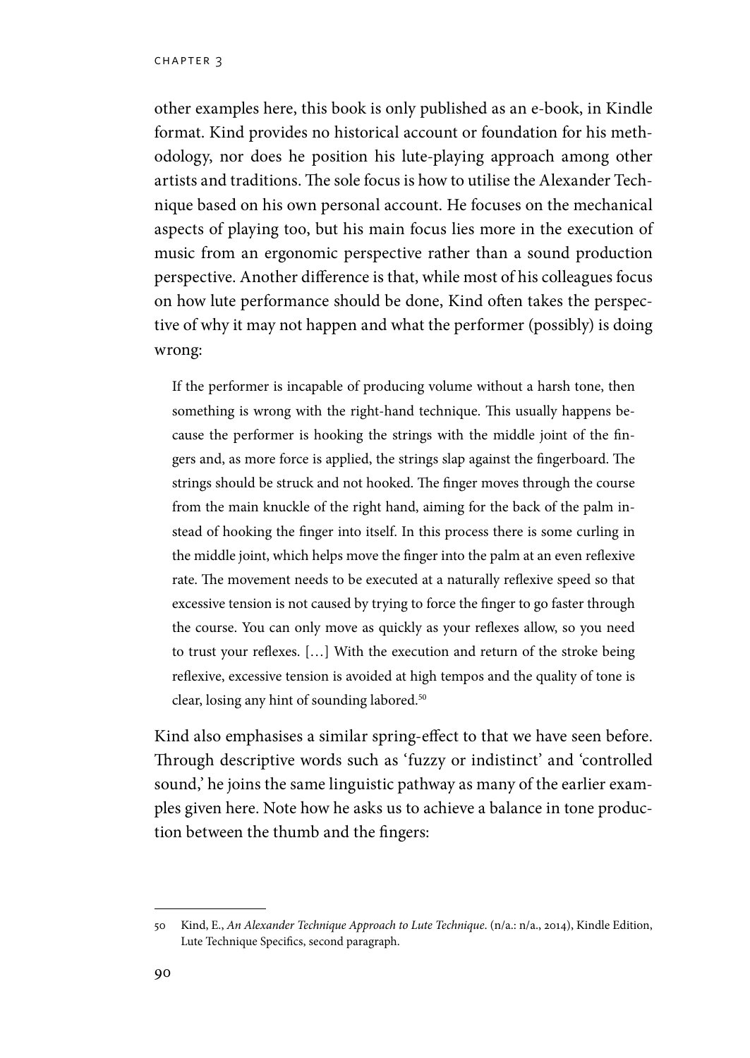other examples here, this book is only published as an e-book, in Kindle format. Kind provides no historical account or foundation for his methodology, nor does he position his lute-playing approach among other artists and traditions. The sole focus is how to utilise the Alexander Technique based on his own personal account. He focuses on the mechanical aspects of playing too, but his main focus lies more in the execution of music from an ergonomic perspective rather than a sound production perspective. Another difference is that, while most of his colleagues focus on how lute performance should be done, Kind often takes the perspective of why it may not happen and what the performer (possibly) is doing wrong:

> If the performer is incapable of producing volume without a harsh tone, then something is wrong with the right-hand technique. This usually happens because the performer is hooking the strings with the middle joint of the fingers and, as more force is applied, the strings slap against the fingerboard. The strings should be struck and not hooked. The finger moves through the course from the main knuckle of the right hand, aiming for the back of the palm instead of hooking the finger into itself. In this process there is some curling in the middle joint, which helps move the finger into the palm at an even reflexive rate. The movement needs to be executed at a naturally reflexive speed so that excessive tension is not caused by trying to force the finger to go faster through the course. You can only move as quickly as your reflexes allow, so you need to trust your reflexes. […] With the execution and return of the stroke being reflexive, excessive tension is avoided at high tempos and the quality of tone is clear, losing any hint of sounding labored.[50]

Kind also emphasises a similar spring-effect to that we have seen before. Through descriptive words such as 'fuzzy or indistinct' and 'controlled sound,' he joins the same linguistic pathway as many of the earlier examples given here. Note how he asks us to achieve a balance in tone production between the thumb and the fingers:

---

50 Kind, E., *An Alexander Technique Approach to Lute Technique*. (n/a.: n/a., 2014), Kindle Edition, Lute Technique Specifics, second paragraph.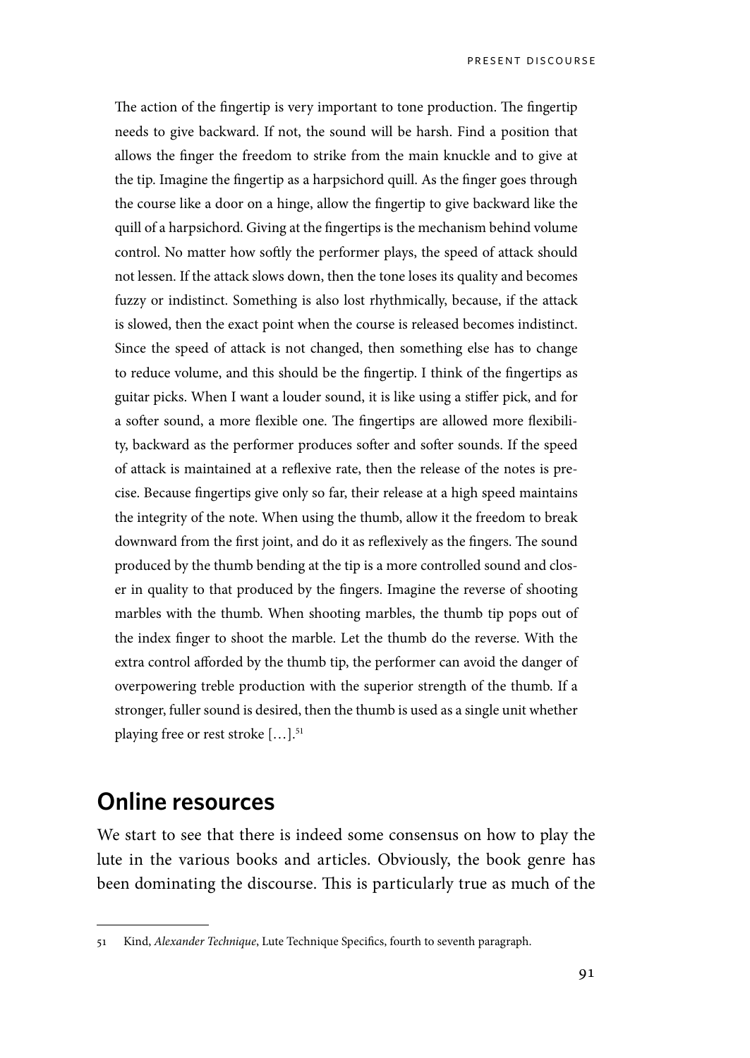The action of the fingertip is very important to tone production. The fingertip needs to give backward. If not, the sound will be harsh. Find a position that allows the finger the freedom to strike from the main knuckle and to give at the tip. Imagine the fingertip as a harpsichord quill. As the finger goes through the course like a door on a hinge, allow the fingertip to give backward like the quill of a harpsichord. Giving at the fingertips is the mechanism behind volume control. No matter how softly the performer plays, the speed of attack should not lessen. If the attack slows down, then the tone loses its quality and becomes fuzzy or indistinct. Something is also lost rhythmically, because, if the attack is slowed, then the exact point when the course is released becomes indistinct. Since the speed of attack is not changed, then something else has to change to reduce volume, and this should be the fingertip. I think of the fingertips as guitar picks. When I want a louder sound, it is like using a stiffer pick, and for a softer sound, a more flexible one. The fingertips are allowed more flexibility, backward as the performer produces softer and softer sounds. If the speed of attack is maintained at a reflexive rate, then the release of the notes is precise. Because fingertips give only so far, their release at a high speed maintains the integrity of the note. When using the thumb, allow it the freedom to break downward from the first joint, and do it as reflexively as the fingers. The sound produced by the thumb bending at the tip is a more controlled sound and closer in quality to that produced by the fingers. Imagine the reverse of shooting marbles with the thumb. When shooting marbles, the thumb tip pops out of the index finger to shoot the marble. Let the thumb do the reverse. With the extra control afforded by the thumb tip, the performer can avoid the danger of overpowering treble production with the superior strength of the thumb. If a stronger, fuller sound is desired, then the thumb is used as a single unit whether playing free or rest stroke […].[51]

## Online resources

We start to see that there is indeed some consensus on how to play the lute in the various books and articles. Obviously, the book genre has been dominating the discourse. This is particularly true as much of the

---

51 Kind, *Alexander Technique*, Lute Technique Specifics, fourth to seventh paragraph.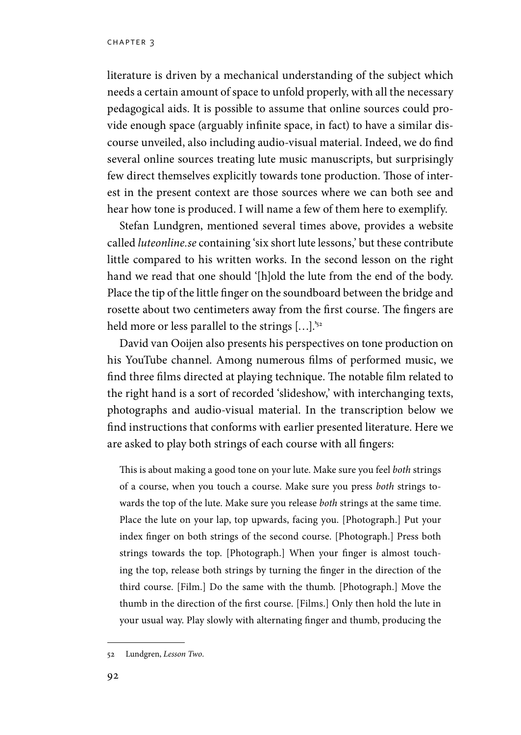literature is driven by a mechanical understanding of the subject which needs a certain amount of space to unfold properly, with all the necessary pedagogical aids. It is possible to assume that online sources could provide enough space (arguably infinite space, in fact) to have a similar discourse unveiled, also including audio-visual material. Indeed, we do find several online sources treating lute music manuscripts, but surprisingly few direct themselves explicitly towards tone production. Those of interest in the present context are those sources where we can both see and hear how tone is produced. I will name a few of them here to exemplify.

Stefan Lundgren, mentioned several times above, provides a website called *luteonline.se* containing 'six short lute lessons,' but these contribute little compared to his written works. In the second lesson on the right hand we read that one should '[h]old the lute from the end of the body. Place the tip of the little finger on the soundboard between the bridge and rosette about two centimeters away from the first course. The fingers are held more or less parallel to the strings […].'[52]

David van Ooijen also presents his perspectives on tone production on his YouTube channel. Among numerous films of performed music, we find three films directed at playing technique. The notable film related to the right hand is a sort of recorded 'slideshow,' with interchanging texts, photographs and audio-visual material. In the transcription below we find instructions that conforms with earlier presented literature. Here we are asked to play both strings of each course with all fingers:

> This is about making a good tone on your lute. Make sure you feel *both* strings of a course, when you touch a course. Make sure you press *both* strings towards the top of the lute. Make sure you release *both* strings at the same time. Place the lute on your lap, top upwards, facing you. [Photograph.] Put your index finger on both strings of the second course. [Photograph.] Press both strings towards the top. [Photograph.] When your finger is almost touching the top, release both strings by turning the finger in the direction of the third course. [Film.] Do the same with the thumb. [Photograph.] Move the thumb in the direction of the first course. [Films.] Only then hold the lute in your usual way. Play slowly with alternating finger and thumb, producing the

52 Lundgren, *Lesson Two*.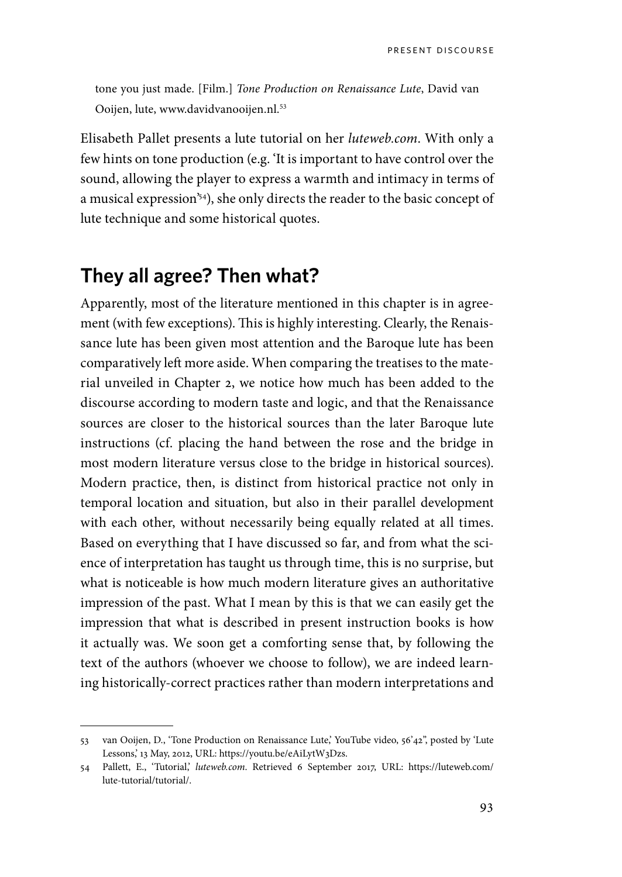tone you just made. [Film.] *Tone Production on Renaissance Lute*, David van Ooijen, lute, www.davidvanooijen.nl.[53]

Elisabeth Pallet presents a lute tutorial on her *luteweb.com*. With only a few hints on tone production (e.g. 'It is important to have control over the sound, allowing the player to express a warmth and intimacy in terms of a musical expression'[54]), she only directs the reader to the basic concept of lute technique and some historical quotes.

## They all agree? Then what?

Apparently, most of the literature mentioned in this chapter is in agreement (with few exceptions). This is highly interesting. Clearly, the Renaissance lute has been given most attention and the Baroque lute has been comparatively left more aside. When comparing the treatises to the material unveiled in Chapter 2, we notice how much has been added to the discourse according to modern taste and logic, and that the Renaissance sources are closer to the historical sources than the later Baroque lute instructions (cf. placing the hand between the rose and the bridge in most modern literature versus close to the bridge in historical sources). Modern practice, then, is distinct from historical practice not only in temporal location and situation, but also in their parallel development with each other, without necessarily being equally related at all times. Based on everything that I have discussed so far, and from what the science of interpretation has taught us through time, this is no surprise, but what is noticeable is how much modern literature gives an authoritative impression of the past. What I mean by this is that we can easily get the impression that what is described in present instruction books is how it actually was. We soon get a comforting sense that, by following the text of the authors (whoever we choose to follow), we are indeed learning historically-correct practices rather than modern interpretations and

---

53 van Ooijen, D., 'Tone Production on Renaissance Lute,' YouTube video, 56'42", posted by 'Lute Lessons,' 13 May, 2012, URL: https://youtu.be/eAiLytW3Dzs.

54 Pallett, E., 'Tutorial,' *luteweb.com*. Retrieved 6 September 2017, URL: https://luteweb.com/lute-tutorial/tutorial/.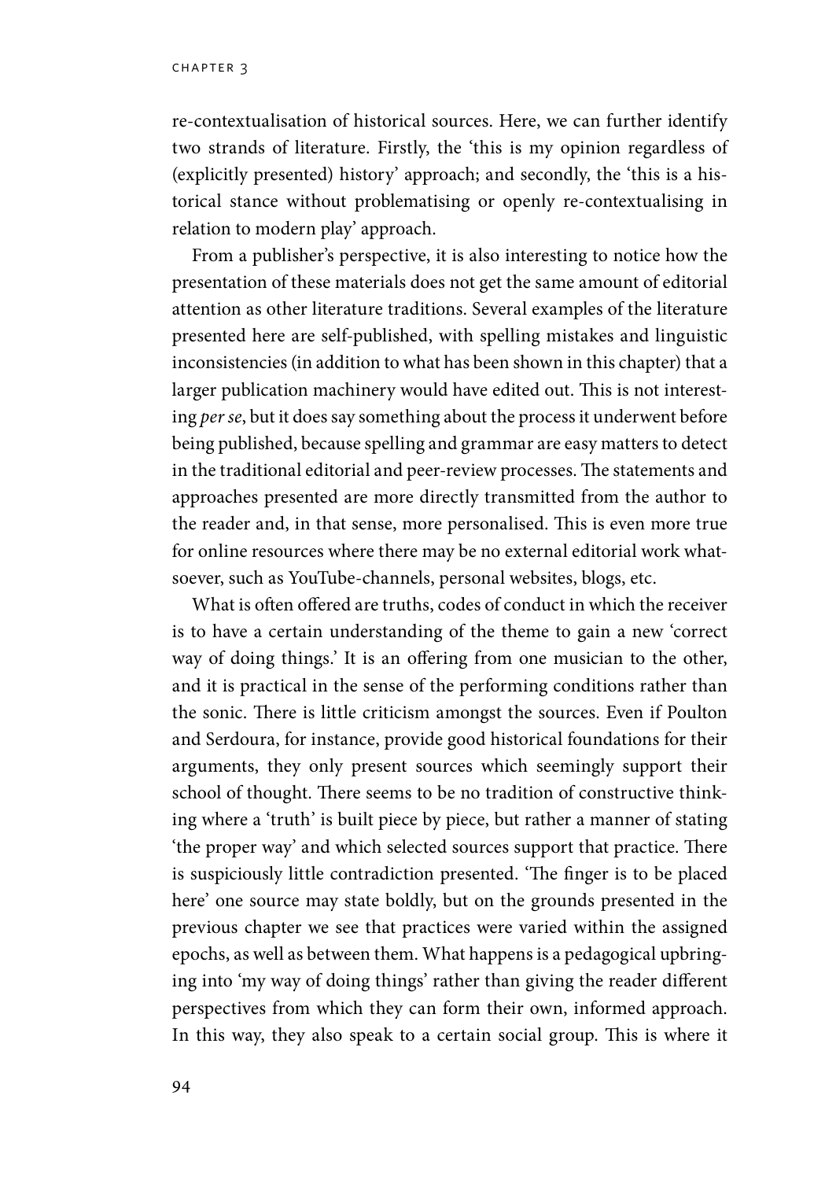re-contextualisation of historical sources. Here, we can further identify two strands of literature. Firstly, the 'this is my opinion regardless of (explicitly presented) history' approach; and secondly, the 'this is a historical stance without problematising or openly re-contextualising in relation to modern play' approach.

From a publisher's perspective, it is also interesting to notice how the presentation of these materials does not get the same amount of editorial attention as other literature traditions. Several examples of the literature presented here are self-published, with spelling mistakes and linguistic inconsistencies (in addition to what has been shown in this chapter) that a larger publication machinery would have edited out. This is not interesting *per se*, but it does say something about the process it underwent before being published, because spelling and grammar are easy matters to detect in the traditional editorial and peer-review processes. The statements and approaches presented are more directly transmitted from the author to the reader and, in that sense, more personalised. This is even more true for online resources where there may be no external editorial work whatsoever, such as YouTube-channels, personal websites, blogs, etc.

What is often offered are truths, codes of conduct in which the receiver is to have a certain understanding of the theme to gain a new 'correct way of doing things.' It is an offering from one musician to the other, and it is practical in the sense of the performing conditions rather than the sonic. There is little criticism amongst the sources. Even if Poulton and Serdoura, for instance, provide good historical foundations for their arguments, they only present sources which seemingly support their school of thought. There seems to be no tradition of constructive thinking where a 'truth' is built piece by piece, but rather a manner of stating 'the proper way' and which selected sources support that practice. There is suspiciously little contradiction presented. 'The finger is to be placed here' one source may state boldly, but on the grounds presented in the previous chapter we see that practices were varied within the assigned epochs, as well as between them. What happens is a pedagogical upbringing into 'my way of doing things' rather than giving the reader different perspectives from which they can form their own, informed approach. In this way, they also speak to a certain social group. This is where it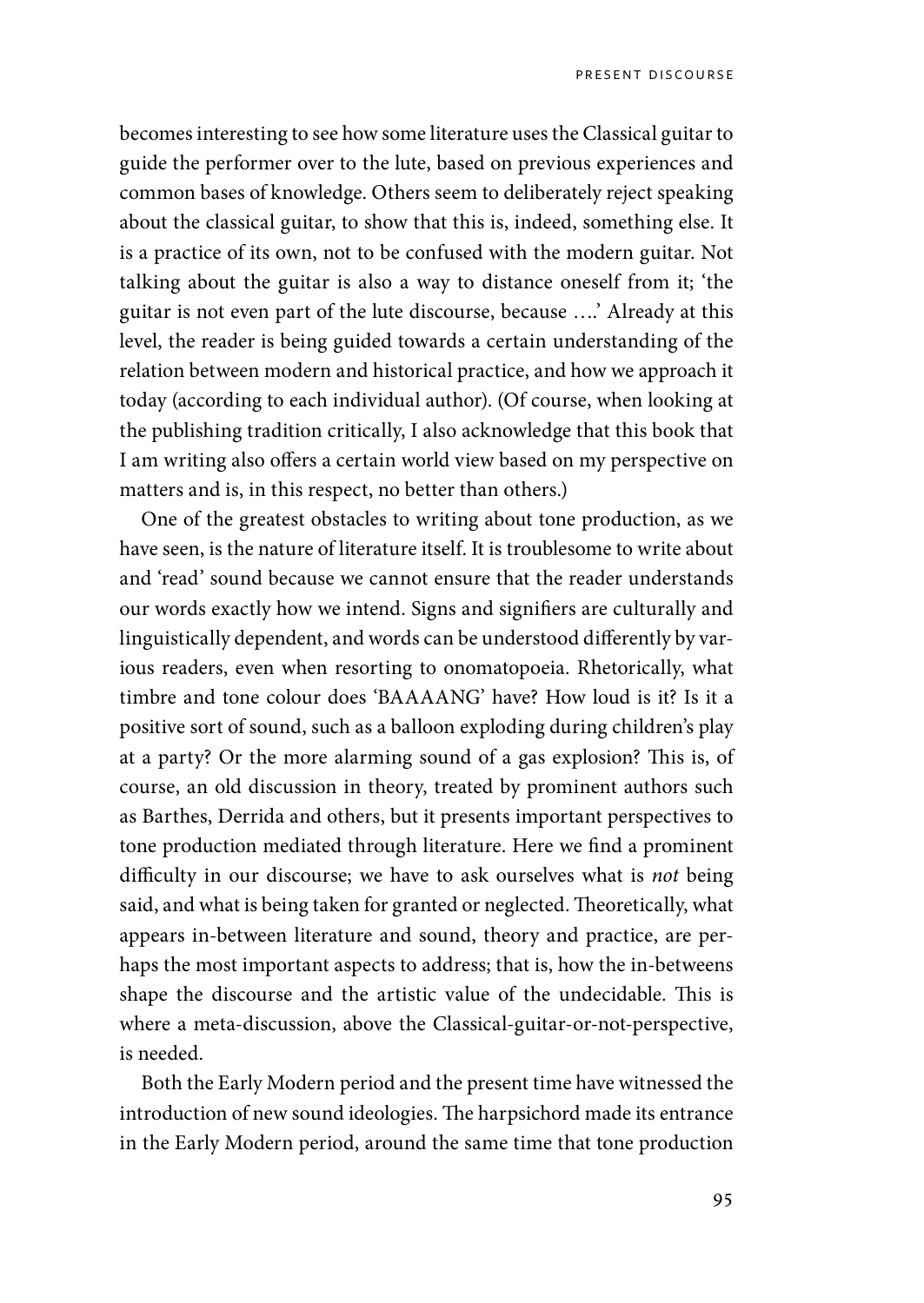becomes interesting to see how some literature uses the Classical guitar to guide the performer over to the lute, based on previous experiences and common bases of knowledge. Others seem to deliberately reject speaking about the classical guitar, to show that this is, indeed, something else. It is a practice of its own, not to be confused with the modern guitar. Not talking about the guitar is also a way to distance oneself from it; 'the guitar is not even part of the lute discourse, because ….' Already at this level, the reader is being guided towards a certain understanding of the relation between modern and historical practice, and how we approach it today (according to each individual author). (Of course, when looking at the publishing tradition critically, I also acknowledge that this book that I am writing also offers a certain world view based on my perspective on matters and is, in this respect, no better than others.)

One of the greatest obstacles to writing about tone production, as we have seen, is the nature of literature itself. It is troublesome to write about and 'read' sound because we cannot ensure that the reader understands our words exactly how we intend. Signs and signifiers are culturally and linguistically dependent, and words can be understood differently by various readers, even when resorting to onomatopoeia. Rhetorically, what timbre and tone colour does 'BAAAANG' have? How loud is it? Is it a positive sort of sound, such as a balloon exploding during children's play at a party? Or the more alarming sound of a gas explosion? This is, of course, an old discussion in theory, treated by prominent authors such as Barthes, Derrida and others, but it presents important perspectives to tone production mediated through literature. Here we find a prominent difficulty in our discourse; we have to ask ourselves what is *not* being said, and what is being taken for granted or neglected. Theoretically, what appears in-between literature and sound, theory and practice, are perhaps the most important aspects to address; that is, how the in-betweens shape the discourse and the artistic value of the undecidable. This is where a meta-discussion, above the Classical-guitar-or-not-perspective, is needed.

Both the Early Modern period and the present time have witnessed the introduction of new sound ideologies. The harpsichord made its entrance in the Early Modern period, around the same time that tone production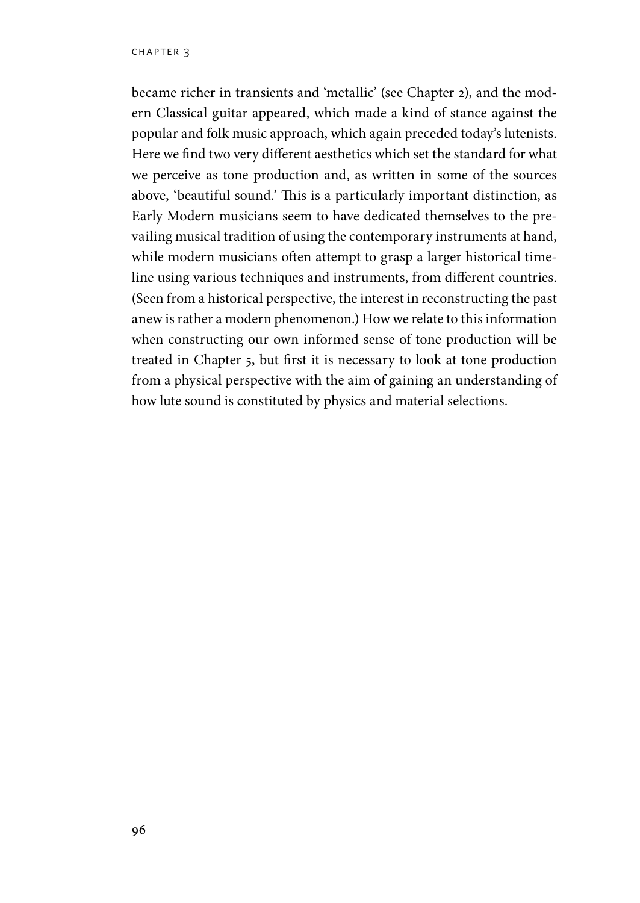became richer in transients and 'metallic' (see Chapter 2), and the modern Classical guitar appeared, which made a kind of stance against the popular and folk music approach, which again preceded today's lutenists. Here we find two very different aesthetics which set the standard for what we perceive as tone production and, as written in some of the sources above, 'beautiful sound.' This is a particularly important distinction, as Early Modern musicians seem to have dedicated themselves to the prevailing musical tradition of using the contemporary instruments at hand, while modern musicians often attempt to grasp a larger historical timeline using various techniques and instruments, from different countries. (Seen from a historical perspective, the interest in reconstructing the past anew is rather a modern phenomenon.) How we relate to this information when constructing our own informed sense of tone production will be treated in Chapter 5, but first it is necessary to look at tone production from a physical perspective with the aim of gaining an understanding of how lute sound is constituted by physics and material selections.